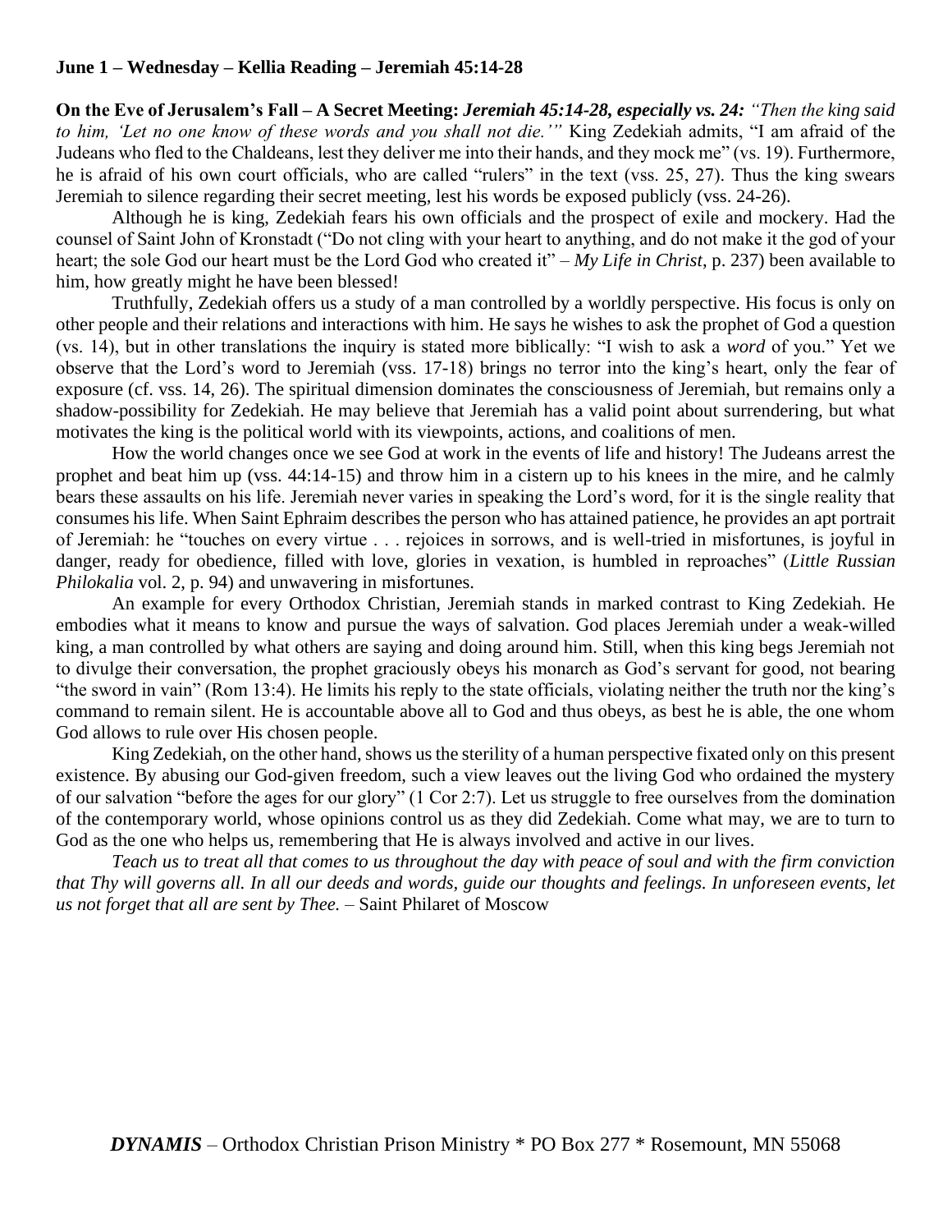**June 1 – Wednesday – Kellia Reading – Jeremiah 45:14-28**

**On the Eve of Jerusalem's Fall – A Secret Meeting:** ***Jeremiah 45:14-28, especially vs. 24:*** *"Then the king said to him, 'Let no one know of these words and you shall not die.'"* King Zedekiah admits, "I am afraid of the Judeans who fled to the Chaldeans, lest they deliver me into their hands, and they mock me" (vs. 19). Furthermore, he is afraid of his own court officials, who are called "rulers" in the text (vss. 25, 27). Thus the king swears Jeremiah to silence regarding their secret meeting, lest his words be exposed publicly (vss. 24-26).

Although he is king, Zedekiah fears his own officials and the prospect of exile and mockery. Had the counsel of Saint John of Kronstadt ("Do not cling with your heart to anything, and do not make it the god of your heart; the sole God our heart must be the Lord God who created it" – *My Life in Christ*, p. 237) been available to him, how greatly might he have been blessed!

Truthfully, Zedekiah offers us a study of a man controlled by a worldly perspective. His focus is only on other people and their relations and interactions with him. He says he wishes to ask the prophet of God a question (vs. 14), but in other translations the inquiry is stated more biblically: "I wish to ask a *word* of you." Yet we observe that the Lord's word to Jeremiah (vss. 17-18) brings no terror into the king's heart, only the fear of exposure (cf. vss. 14, 26). The spiritual dimension dominates the consciousness of Jeremiah, but remains only a shadow-possibility for Zedekiah. He may believe that Jeremiah has a valid point about surrendering, but what motivates the king is the political world with its viewpoints, actions, and coalitions of men.

How the world changes once we see God at work in the events of life and history! The Judeans arrest the prophet and beat him up (vss. 44:14-15) and throw him in a cistern up to his knees in the mire, and he calmly bears these assaults on his life. Jeremiah never varies in speaking the Lord's word, for it is the single reality that consumes his life. When Saint Ephraim describes the person who has attained patience, he provides an apt portrait of Jeremiah: he "touches on every virtue . . . rejoices in sorrows, and is well-tried in misfortunes, is joyful in danger, ready for obedience, filled with love, glories in vexation, is humbled in reproaches" (*Little Russian Philokalia* vol. 2, p. 94) and unwavering in misfortunes.

An example for every Orthodox Christian, Jeremiah stands in marked contrast to King Zedekiah. He embodies what it means to know and pursue the ways of salvation. God places Jeremiah under a weak-willed king, a man controlled by what others are saying and doing around him. Still, when this king begs Jeremiah not to divulge their conversation, the prophet graciously obeys his monarch as God's servant for good, not bearing "the sword in vain" (Rom 13:4). He limits his reply to the state officials, violating neither the truth nor the king's command to remain silent. He is accountable above all to God and thus obeys, as best he is able, the one whom God allows to rule over His chosen people.

King Zedekiah, on the other hand, shows us the sterility of a human perspective fixated only on this present existence. By abusing our God-given freedom, such a view leaves out the living God who ordained the mystery of our salvation "before the ages for our glory" (1 Cor 2:7). Let us struggle to free ourselves from the domination of the contemporary world, whose opinions control us as they did Zedekiah. Come what may, we are to turn to God as the one who helps us, remembering that He is always involved and active in our lives.

*Teach us to treat all that comes to us throughout the day with peace of soul and with the firm conviction that Thy will governs all. In all our deeds and words, guide our thoughts and feelings. In unforeseen events, let us not forget that all are sent by Thee.* – Saint Philaret of Moscow

***DYNAMIS*** – Orthodox Christian Prison Ministry * PO Box 277 * Rosemount, MN 55068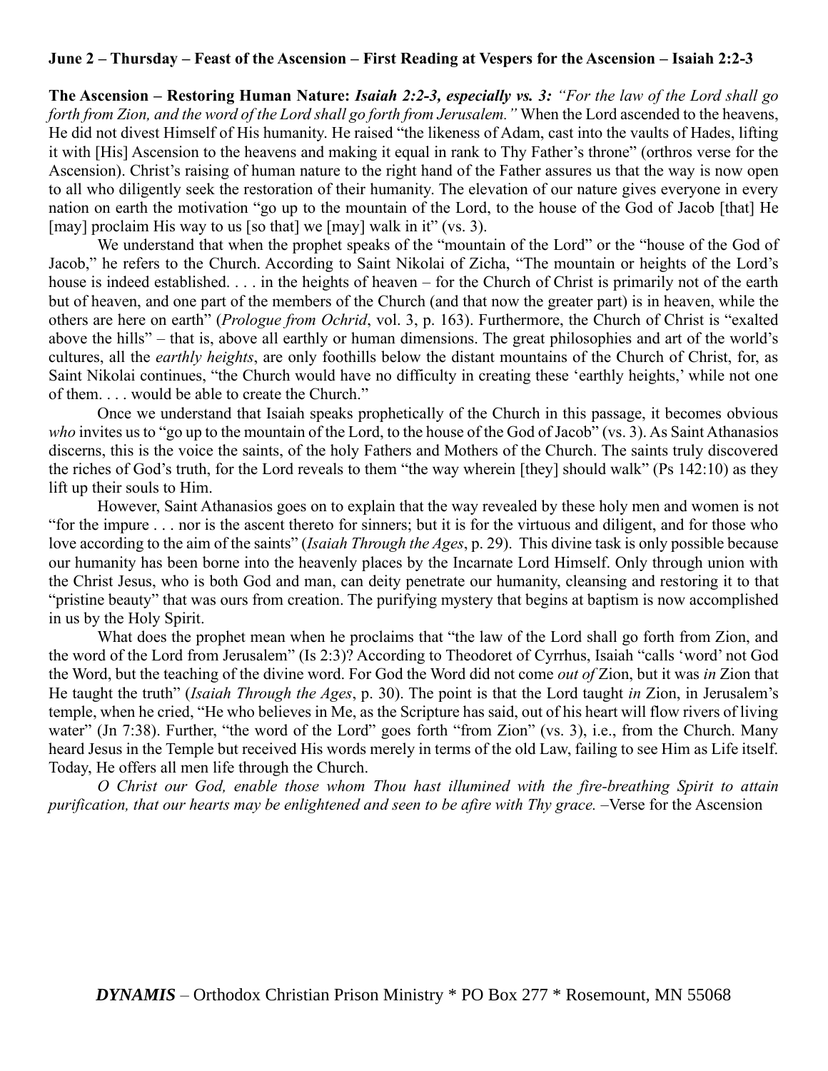**June 2 – Thursday – Feast of the Ascension – First Reading at Vespers for the Ascension – Isaiah 2:2-3**

**The Ascension – Restoring Human Nature:** ***Isaiah 2:2-3, especially vs. 3:*** *"For the law of the Lord shall go forth from Zion, and the word of the Lord shall go forth from Jerusalem."* When the Lord ascended to the heavens, He did not divest Himself of His humanity. He raised "the likeness of Adam, cast into the vaults of Hades, lifting it with [His] Ascension to the heavens and making it equal in rank to Thy Father's throne" (orthros verse for the Ascension). Christ's raising of human nature to the right hand of the Father assures us that the way is now open to all who diligently seek the restoration of their humanity. The elevation of our nature gives everyone in every nation on earth the motivation "go up to the mountain of the Lord, to the house of the God of Jacob [that] He [may] proclaim His way to us [so that] we [may] walk in it" (vs. 3).

We understand that when the prophet speaks of the "mountain of the Lord" or the "house of the God of Jacob," he refers to the Church. According to Saint Nikolai of Zicha, "The mountain or heights of the Lord's house is indeed established. . . . in the heights of heaven – for the Church of Christ is primarily not of the earth but of heaven, and one part of the members of the Church (and that now the greater part) is in heaven, while the others are here on earth" (*Prologue from Ochrid*, vol. 3, p. 163). Furthermore, the Church of Christ is "exalted above the hills" – that is, above all earthly or human dimensions. The great philosophies and art of the world's cultures, all the *earthly heights*, are only foothills below the distant mountains of the Church of Christ, for, as Saint Nikolai continues, "the Church would have no difficulty in creating these 'earthly heights,' while not one of them. . . . would be able to create the Church."

Once we understand that Isaiah speaks prophetically of the Church in this passage, it becomes obvious *who* invites us to "go up to the mountain of the Lord, to the house of the God of Jacob" (vs. 3). As Saint Athanasios discerns, this is the voice the saints, of the holy Fathers and Mothers of the Church. The saints truly discovered the riches of God's truth, for the Lord reveals to them "the way wherein [they] should walk" (Ps 142:10) as they lift up their souls to Him.

However, Saint Athanasios goes on to explain that the way revealed by these holy men and women is not "for the impure . . . nor is the ascent thereto for sinners; but it is for the virtuous and diligent, and for those who love according to the aim of the saints" (*Isaiah Through the Ages*, p. 29). This divine task is only possible because our humanity has been borne into the heavenly places by the Incarnate Lord Himself. Only through union with the Christ Jesus, who is both God and man, can deity penetrate our humanity, cleansing and restoring it to that "pristine beauty" that was ours from creation. The purifying mystery that begins at baptism is now accomplished in us by the Holy Spirit.

What does the prophet mean when he proclaims that "the law of the Lord shall go forth from Zion, and the word of the Lord from Jerusalem" (Is 2:3)? According to Theodoret of Cyrrhus, Isaiah "calls 'word' not God the Word, but the teaching of the divine word. For God the Word did not come *out of* Zion, but it was *in* Zion that He taught the truth" (*Isaiah Through the Ages*, p. 30). The point is that the Lord taught *in* Zion, in Jerusalem's temple, when he cried, "He who believes in Me, as the Scripture has said, out of his heart will flow rivers of living water" (Jn 7:38). Further, "the word of the Lord" goes forth "from Zion" (vs. 3), i.e., from the Church. Many heard Jesus in the Temple but received His words merely in terms of the old Law, failing to see Him as Life itself. Today, He offers all men life through the Church.

*O Christ our God, enable those whom Thou hast illumined with the fire-breathing Spirit to attain purification, that our hearts may be enlightened and seen to be afire with Thy grace.* –Verse for the Ascension

***DYNAMIS*** – Orthodox Christian Prison Ministry * PO Box 277 * Rosemount, MN 55068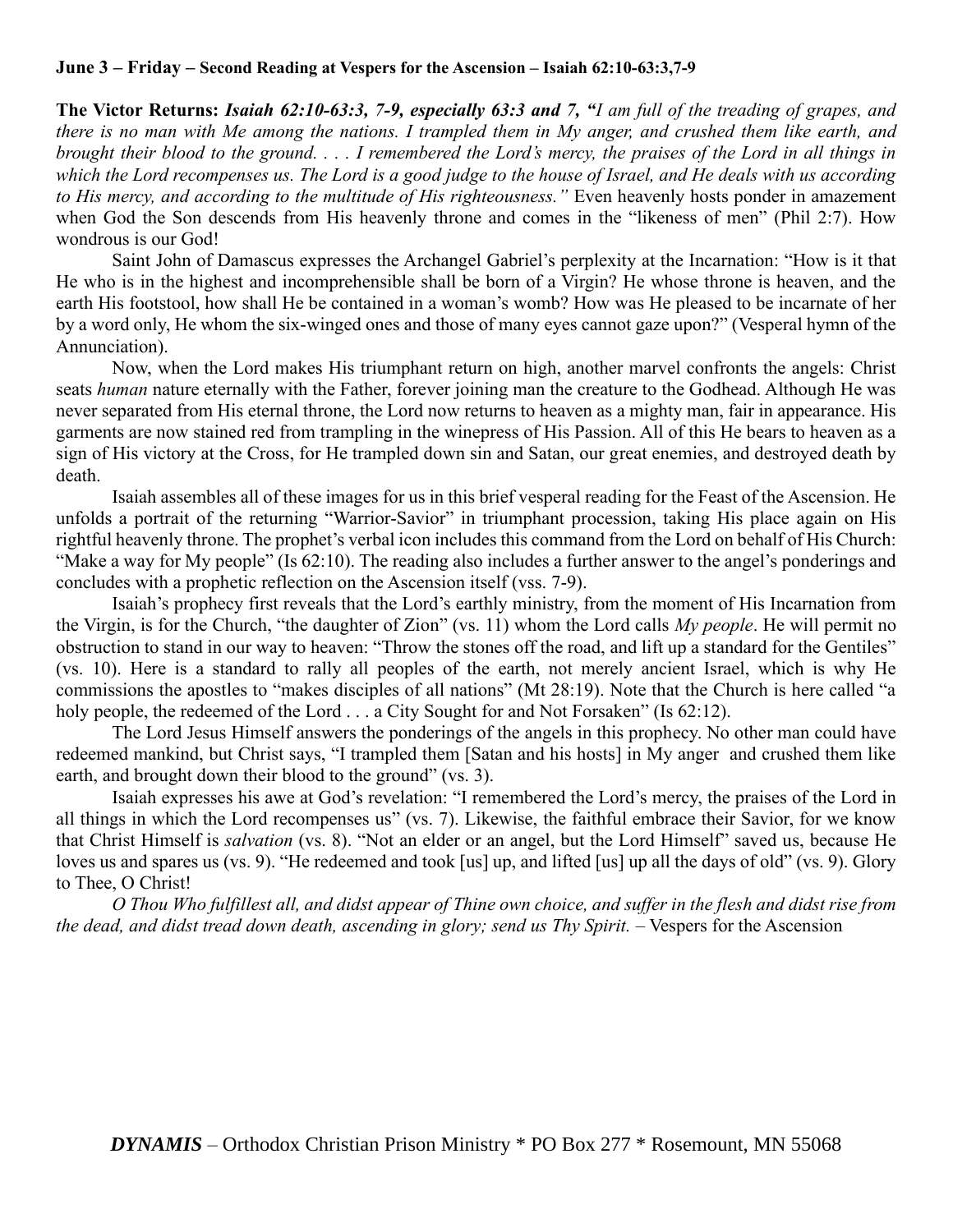**June 3 – Friday – Second Reading at Vespers for the Ascension – Isaiah 62:10-63:3,7-9**

**The Victor Returns:** ***Isaiah 62:10-63:3, 7-9, especially 63:3 and 7, "****I am full of the treading of grapes, and there is no man with Me among the nations. I trampled them in My anger, and crushed them like earth, and brought their blood to the ground. . . . I remembered the Lord's mercy, the praises of the Lord in all things in which the Lord recompenses us. The Lord is a good judge to the house of Israel, and He deals with us according to His mercy, and according to the multitude of His righteousness."* Even heavenly hosts ponder in amazement when God the Son descends from His heavenly throne and comes in the "likeness of men" (Phil 2:7). How wondrous is our God!

Saint John of Damascus expresses the Archangel Gabriel's perplexity at the Incarnation: "How is it that He who is in the highest and incomprehensible shall be born of a Virgin? He whose throne is heaven, and the earth His footstool, how shall He be contained in a woman's womb? How was He pleased to be incarnate of her by a word only, He whom the six-winged ones and those of many eyes cannot gaze upon?" (Vesperal hymn of the Annunciation).

Now, when the Lord makes His triumphant return on high, another marvel confronts the angels: Christ seats *human* nature eternally with the Father, forever joining man the creature to the Godhead. Although He was never separated from His eternal throne, the Lord now returns to heaven as a mighty man, fair in appearance. His garments are now stained red from trampling in the winepress of His Passion. All of this He bears to heaven as a sign of His victory at the Cross, for He trampled down sin and Satan, our great enemies, and destroyed death by death.

Isaiah assembles all of these images for us in this brief vesperal reading for the Feast of the Ascension. He unfolds a portrait of the returning "Warrior-Savior" in triumphant procession, taking His place again on His rightful heavenly throne. The prophet's verbal icon includes this command from the Lord on behalf of His Church: "Make a way for My people" (Is 62:10). The reading also includes a further answer to the angel's ponderings and concludes with a prophetic reflection on the Ascension itself (vss. 7-9).

Isaiah's prophecy first reveals that the Lord's earthly ministry, from the moment of His Incarnation from the Virgin, is for the Church, "the daughter of Zion" (vs. 11) whom the Lord calls *My people*. He will permit no obstruction to stand in our way to heaven: "Throw the stones off the road, and lift up a standard for the Gentiles" (vs. 10). Here is a standard to rally all peoples of the earth, not merely ancient Israel, which is why He commissions the apostles to "makes disciples of all nations" (Mt 28:19). Note that the Church is here called "a holy people, the redeemed of the Lord . . . a City Sought for and Not Forsaken" (Is 62:12).

The Lord Jesus Himself answers the ponderings of the angels in this prophecy. No other man could have redeemed mankind, but Christ says, "I trampled them [Satan and his hosts] in My anger and crushed them like earth, and brought down their blood to the ground" (vs. 3).

Isaiah expresses his awe at God's revelation: "I remembered the Lord's mercy, the praises of the Lord in all things in which the Lord recompenses us" (vs. 7). Likewise, the faithful embrace their Savior, for we know that Christ Himself is *salvation* (vs. 8). "Not an elder or an angel, but the Lord Himself" saved us, because He loves us and spares us (vs. 9). "He redeemed and took [us] up, and lifted [us] up all the days of old" (vs. 9). Glory to Thee, O Christ!

*O Thou Who fulfillest all, and didst appear of Thine own choice, and suffer in the flesh and didst rise from the dead, and didst tread down death, ascending in glory; send us Thy Spirit.* – Vespers for the Ascension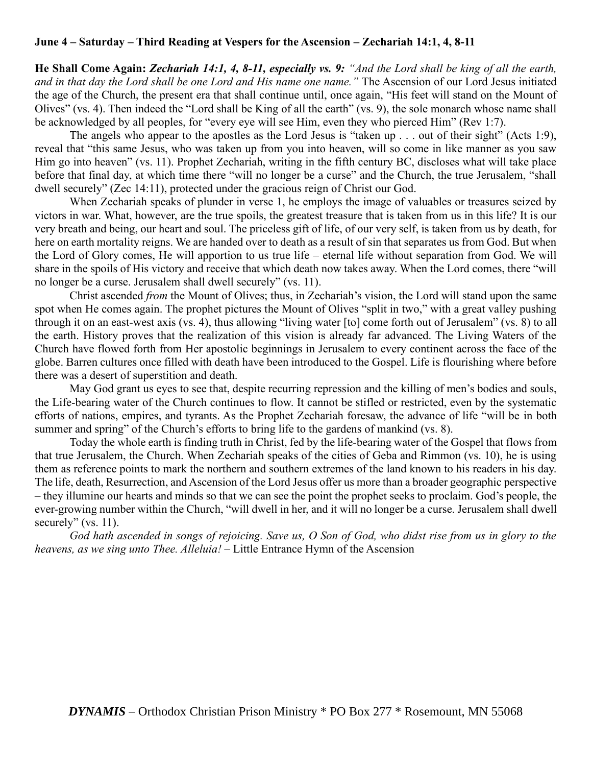**June 4 – Saturday – Third Reading at Vespers for the Ascension – Zechariah 14:1, 4, 8-11**

**He Shall Come Again:** ***Zechariah 14:1, 4, 8-11, especially vs. 9:*** *"And the Lord shall be king of all the earth, and in that day the Lord shall be one Lord and His name one name."* The Ascension of our Lord Jesus initiated the age of the Church, the present era that shall continue until, once again, "His feet will stand on the Mount of Olives" (vs. 4). Then indeed the "Lord shall be King of all the earth" (vs. 9), the sole monarch whose name shall be acknowledged by all peoples, for "every eye will see Him, even they who pierced Him" (Rev 1:7).

The angels who appear to the apostles as the Lord Jesus is "taken up . . . out of their sight" (Acts 1:9), reveal that "this same Jesus, who was taken up from you into heaven, will so come in like manner as you saw Him go into heaven" (vs. 11). Prophet Zechariah, writing in the fifth century BC, discloses what will take place before that final day, at which time there "will no longer be a curse" and the Church, the true Jerusalem, "shall dwell securely" (Zec 14:11), protected under the gracious reign of Christ our God.

When Zechariah speaks of plunder in verse 1, he employs the image of valuables or treasures seized by victors in war. What, however, are the true spoils, the greatest treasure that is taken from us in this life? It is our very breath and being, our heart and soul. The priceless gift of life, of our very self, is taken from us by death, for here on earth mortality reigns. We are handed over to death as a result of sin that separates us from God. But when the Lord of Glory comes, He will apportion to us true life – eternal life without separation from God. We will share in the spoils of His victory and receive that which death now takes away. When the Lord comes, there "will no longer be a curse. Jerusalem shall dwell securely" (vs. 11).

Christ ascended *from* the Mount of Olives; thus, in Zechariah's vision, the Lord will stand upon the same spot when He comes again. The prophet pictures the Mount of Olives "split in two," with a great valley pushing through it on an east-west axis (vs. 4), thus allowing "living water [to] come forth out of Jerusalem" (vs. 8) to all the earth. History proves that the realization of this vision is already far advanced. The Living Waters of the Church have flowed forth from Her apostolic beginnings in Jerusalem to every continent across the face of the globe. Barren cultures once filled with death have been introduced to the Gospel. Life is flourishing where before there was a desert of superstition and death.

May God grant us eyes to see that, despite recurring repression and the killing of men's bodies and souls, the Life-bearing water of the Church continues to flow. It cannot be stifled or restricted, even by the systematic efforts of nations, empires, and tyrants. As the Prophet Zechariah foresaw, the advance of life "will be in both summer and spring" of the Church's efforts to bring life to the gardens of mankind (vs. 8).

Today the whole earth is finding truth in Christ, fed by the life-bearing water of the Gospel that flows from that true Jerusalem, the Church. When Zechariah speaks of the cities of Geba and Rimmon (vs. 10), he is using them as reference points to mark the northern and southern extremes of the land known to his readers in his day. The life, death, Resurrection, and Ascension of the Lord Jesus offer us more than a broader geographic perspective – they illumine our hearts and minds so that we can see the point the prophet seeks to proclaim. God's people, the ever-growing number within the Church, "will dwell in her, and it will no longer be a curse. Jerusalem shall dwell securely" (vs. 11).

*God hath ascended in songs of rejoicing. Save us, O Son of God, who didst rise from us in glory to the heavens, as we sing unto Thee. Alleluia!* – Little Entrance Hymn of the Ascension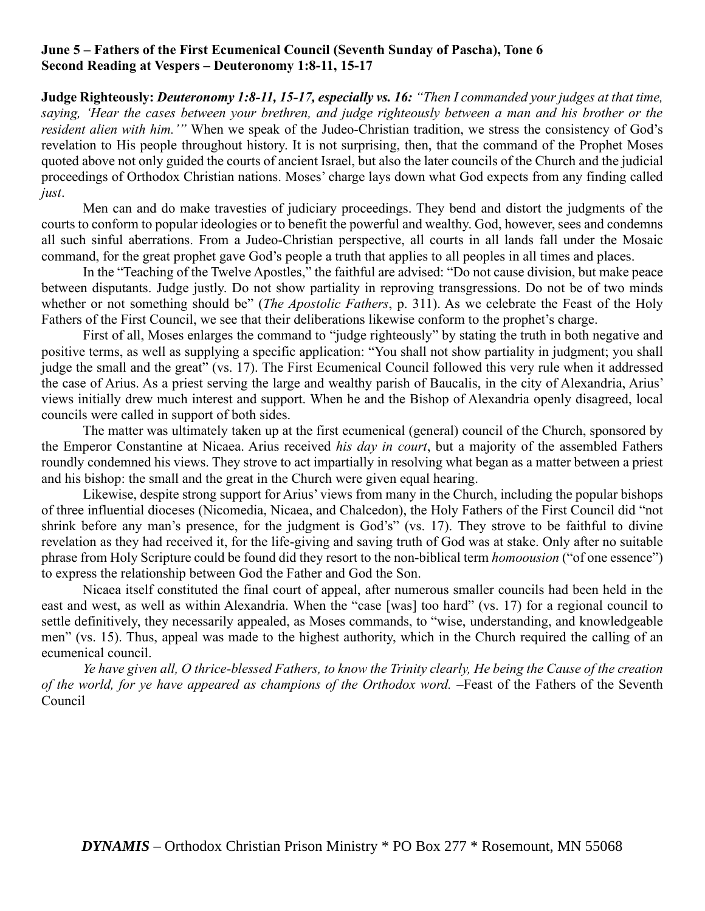**June 5 – Fathers of the First Ecumenical Council (Seventh Sunday of Pascha), Tone 6**
**Second Reading at Vespers – Deuteronomy 1:8-11, 15-17**

**Judge Righteously:** ***Deuteronomy 1:8-11, 15-17, especially vs. 16:*** *"Then I commanded your judges at that time, saying, 'Hear the cases between your brethren, and judge righteously between a man and his brother or the resident alien with him.'"* When we speak of the Judeo-Christian tradition, we stress the consistency of God's revelation to His people throughout history. It is not surprising, then, that the command of the Prophet Moses quoted above not only guided the courts of ancient Israel, but also the later councils of the Church and the judicial proceedings of Orthodox Christian nations. Moses' charge lays down what God expects from any finding called *just*.

Men can and do make travesties of judiciary proceedings. They bend and distort the judgments of the courts to conform to popular ideologies or to benefit the powerful and wealthy. God, however, sees and condemns all such sinful aberrations. From a Judeo-Christian perspective, all courts in all lands fall under the Mosaic command, for the great prophet gave God's people a truth that applies to all peoples in all times and places.

In the "Teaching of the Twelve Apostles," the faithful are advised: "Do not cause division, but make peace between disputants. Judge justly. Do not show partiality in reproving transgressions. Do not be of two minds whether or not something should be" (*The Apostolic Fathers*, p. 311). As we celebrate the Feast of the Holy Fathers of the First Council, we see that their deliberations likewise conform to the prophet's charge.

First of all, Moses enlarges the command to "judge righteously" by stating the truth in both negative and positive terms, as well as supplying a specific application: "You shall not show partiality in judgment; you shall judge the small and the great" (vs. 17). The First Ecumenical Council followed this very rule when it addressed the case of Arius. As a priest serving the large and wealthy parish of Baucalis, in the city of Alexandria, Arius' views initially drew much interest and support. When he and the Bishop of Alexandria openly disagreed, local councils were called in support of both sides.

The matter was ultimately taken up at the first ecumenical (general) council of the Church, sponsored by the Emperor Constantine at Nicaea. Arius received *his day in court*, but a majority of the assembled Fathers roundly condemned his views. They strove to act impartially in resolving what began as a matter between a priest and his bishop: the small and the great in the Church were given equal hearing.

Likewise, despite strong support for Arius' views from many in the Church, including the popular bishops of three influential dioceses (Nicomedia, Nicaea, and Chalcedon), the Holy Fathers of the First Council did "not shrink before any man's presence, for the judgment is God's" (vs. 17). They strove to be faithful to divine revelation as they had received it, for the life-giving and saving truth of God was at stake. Only after no suitable phrase from Holy Scripture could be found did they resort to the non-biblical term *homoousion* ("of one essence") to express the relationship between God the Father and God the Son.

Nicaea itself constituted the final court of appeal, after numerous smaller councils had been held in the east and west, as well as within Alexandria. When the "case [was] too hard" (vs. 17) for a regional council to settle definitively, they necessarily appealed, as Moses commands, to "wise, understanding, and knowledgeable men" (vs. 15). Thus, appeal was made to the highest authority, which in the Church required the calling of an ecumenical council.

*Ye have given all, O thrice-blessed Fathers, to know the Trinity clearly, He being the Cause of the creation of the world, for ye have appeared as champions of the Orthodox word.* –Feast of the Fathers of the Seventh Council

***DYNAMIS*** – Orthodox Christian Prison Ministry * PO Box 277 * Rosemount, MN 55068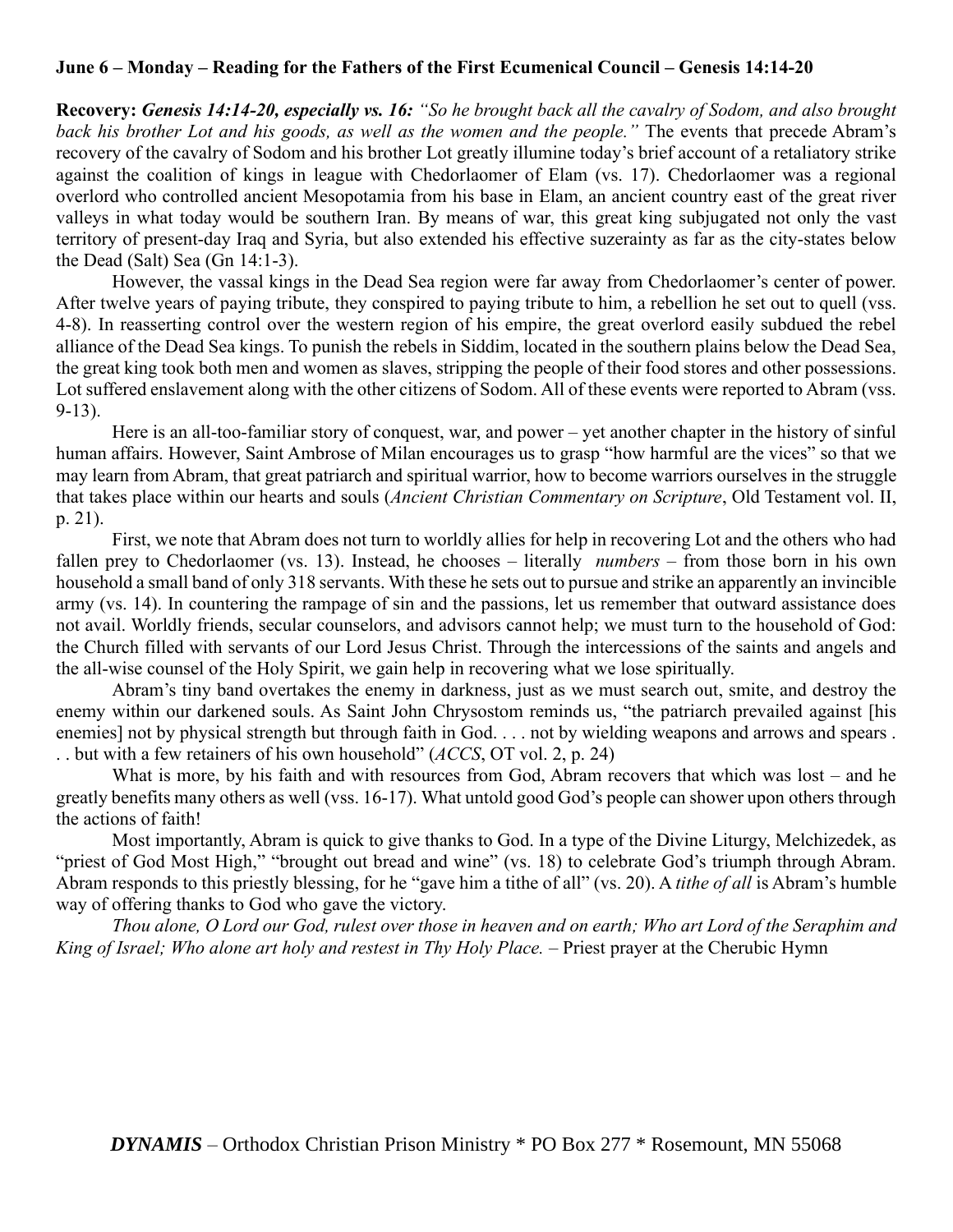**June 6 – Monday – Reading for the Fathers of the First Ecumenical Council – Genesis 14:14-20**

**Recovery:** ***Genesis 14:14-20, especially vs. 16:*** *"So he brought back all the cavalry of Sodom, and also brought back his brother Lot and his goods, as well as the women and the people."* The events that precede Abram's recovery of the cavalry of Sodom and his brother Lot greatly illumine today's brief account of a retaliatory strike against the coalition of kings in league with Chedorlaomer of Elam (vs. 17). Chedorlaomer was a regional overlord who controlled ancient Mesopotamia from his base in Elam, an ancient country east of the great river valleys in what today would be southern Iran. By means of war, this great king subjugated not only the vast territory of present-day Iraq and Syria, but also extended his effective suzerainty as far as the city-states below the Dead (Salt) Sea (Gn 14:1-3).

However, the vassal kings in the Dead Sea region were far away from Chedorlaomer's center of power. After twelve years of paying tribute, they conspired to paying tribute to him, a rebellion he set out to quell (vss. 4-8). In reasserting control over the western region of his empire, the great overlord easily subdued the rebel alliance of the Dead Sea kings. To punish the rebels in Siddim, located in the southern plains below the Dead Sea, the great king took both men and women as slaves, stripping the people of their food stores and other possessions. Lot suffered enslavement along with the other citizens of Sodom. All of these events were reported to Abram (vss. 9-13).

Here is an all-too-familiar story of conquest, war, and power – yet another chapter in the history of sinful human affairs. However, Saint Ambrose of Milan encourages us to grasp "how harmful are the vices" so that we may learn from Abram, that great patriarch and spiritual warrior, how to become warriors ourselves in the struggle that takes place within our hearts and souls (*Ancient Christian Commentary on Scripture*, Old Testament vol. II, p. 21).

First, we note that Abram does not turn to worldly allies for help in recovering Lot and the others who had fallen prey to Chedorlaomer (vs. 13). Instead, he chooses – literally *numbers* – from those born in his own household a small band of only 318 servants. With these he sets out to pursue and strike an apparently an invincible army (vs. 14). In countering the rampage of sin and the passions, let us remember that outward assistance does not avail. Worldly friends, secular counselors, and advisors cannot help; we must turn to the household of God: the Church filled with servants of our Lord Jesus Christ. Through the intercessions of the saints and angels and the all-wise counsel of the Holy Spirit, we gain help in recovering what we lose spiritually.

Abram's tiny band overtakes the enemy in darkness, just as we must search out, smite, and destroy the enemy within our darkened souls. As Saint John Chrysostom reminds us, "the patriarch prevailed against [his enemies] not by physical strength but through faith in God. . . . not by wielding weapons and arrows and spears . . . but with a few retainers of his own household" (*ACCS*, OT vol. 2, p. 24)

What is more, by his faith and with resources from God, Abram recovers that which was lost – and he greatly benefits many others as well (vss. 16-17). What untold good God's people can shower upon others through the actions of faith!

Most importantly, Abram is quick to give thanks to God. In a type of the Divine Liturgy, Melchizedek, as "priest of God Most High," "brought out bread and wine" (vs. 18) to celebrate God's triumph through Abram. Abram responds to this priestly blessing, for he "gave him a tithe of all" (vs. 20). A *tithe of all* is Abram's humble way of offering thanks to God who gave the victory.

*Thou alone, O Lord our God, rulest over those in heaven and on earth; Who art Lord of the Seraphim and King of Israel; Who alone art holy and restest in Thy Holy Place.* – Priest prayer at the Cherubic Hymn

***DYNAMIS*** – Orthodox Christian Prison Ministry * PO Box 277 * Rosemount, MN 55068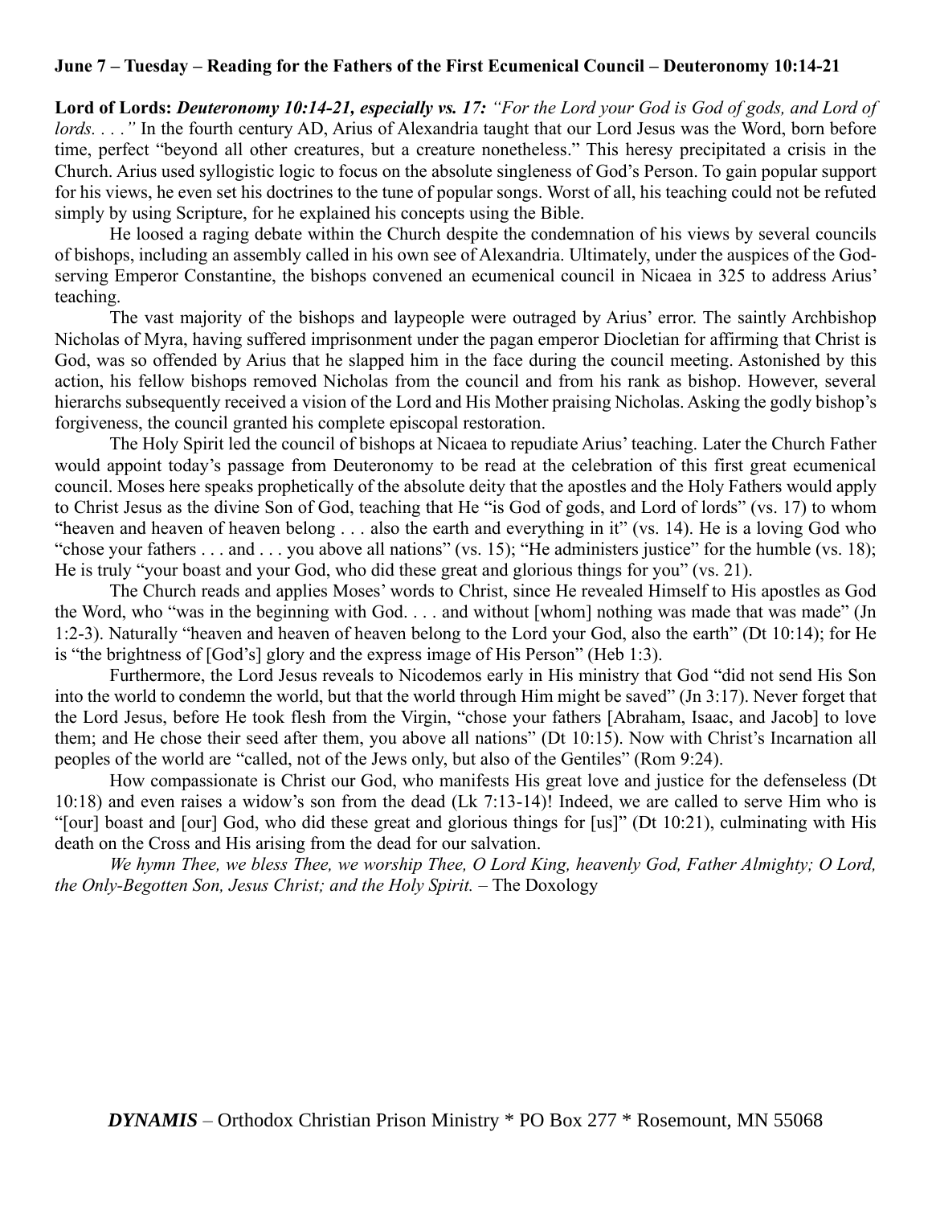**June 7 – Tuesday – Reading for the Fathers of the First Ecumenical Council – Deuteronomy 10:14-21**

**Lord of Lords:** ***Deuteronomy 10:14-21, especially vs. 17:*** *"For the Lord your God is God of gods, and Lord of lords. . . ."* In the fourth century AD, Arius of Alexandria taught that our Lord Jesus was the Word, born before time, perfect "beyond all other creatures, but a creature nonetheless." This heresy precipitated a crisis in the Church. Arius used syllogistic logic to focus on the absolute singleness of God's Person. To gain popular support for his views, he even set his doctrines to the tune of popular songs. Worst of all, his teaching could not be refuted simply by using Scripture, for he explained his concepts using the Bible.

He loosed a raging debate within the Church despite the condemnation of his views by several councils of bishops, including an assembly called in his own see of Alexandria. Ultimately, under the auspices of the God-serving Emperor Constantine, the bishops convened an ecumenical council in Nicaea in 325 to address Arius' teaching.

The vast majority of the bishops and laypeople were outraged by Arius' error. The saintly Archbishop Nicholas of Myra, having suffered imprisonment under the pagan emperor Diocletian for affirming that Christ is God, was so offended by Arius that he slapped him in the face during the council meeting. Astonished by this action, his fellow bishops removed Nicholas from the council and from his rank as bishop. However, several hierarchs subsequently received a vision of the Lord and His Mother praising Nicholas. Asking the godly bishop's forgiveness, the council granted his complete episcopal restoration.

The Holy Spirit led the council of bishops at Nicaea to repudiate Arius' teaching. Later the Church Father would appoint today's passage from Deuteronomy to be read at the celebration of this first great ecumenical council. Moses here speaks prophetically of the absolute deity that the apostles and the Holy Fathers would apply to Christ Jesus as the divine Son of God, teaching that He "is God of gods, and Lord of lords" (vs. 17) to whom "heaven and heaven of heaven belong . . . also the earth and everything in it" (vs. 14). He is a loving God who "chose your fathers . . . and . . . you above all nations" (vs. 15); "He administers justice" for the humble (vs. 18); He is truly "your boast and your God, who did these great and glorious things for you" (vs. 21).

The Church reads and applies Moses' words to Christ, since He revealed Himself to His apostles as God the Word, who "was in the beginning with God. . . . and without [whom] nothing was made that was made" (Jn 1:2-3). Naturally "heaven and heaven of heaven belong to the Lord your God, also the earth" (Dt 10:14); for He is "the brightness of [God's] glory and the express image of His Person" (Heb 1:3).

Furthermore, the Lord Jesus reveals to Nicodemos early in His ministry that God "did not send His Son into the world to condemn the world, but that the world through Him might be saved" (Jn 3:17). Never forget that the Lord Jesus, before He took flesh from the Virgin, "chose your fathers [Abraham, Isaac, and Jacob] to love them; and He chose their seed after them, you above all nations" (Dt 10:15). Now with Christ's Incarnation all peoples of the world are "called, not of the Jews only, but also of the Gentiles" (Rom 9:24).

How compassionate is Christ our God, who manifests His great love and justice for the defenseless (Dt 10:18) and even raises a widow's son from the dead (Lk 7:13-14)! Indeed, we are called to serve Him who is "[our] boast and [our] God, who did these great and glorious things for [us]" (Dt 10:21), culminating with His death on the Cross and His arising from the dead for our salvation.

*We hymn Thee, we bless Thee, we worship Thee, O Lord King, heavenly God, Father Almighty; O Lord, the Only-Begotten Son, Jesus Christ; and the Holy Spirit.* – The Doxology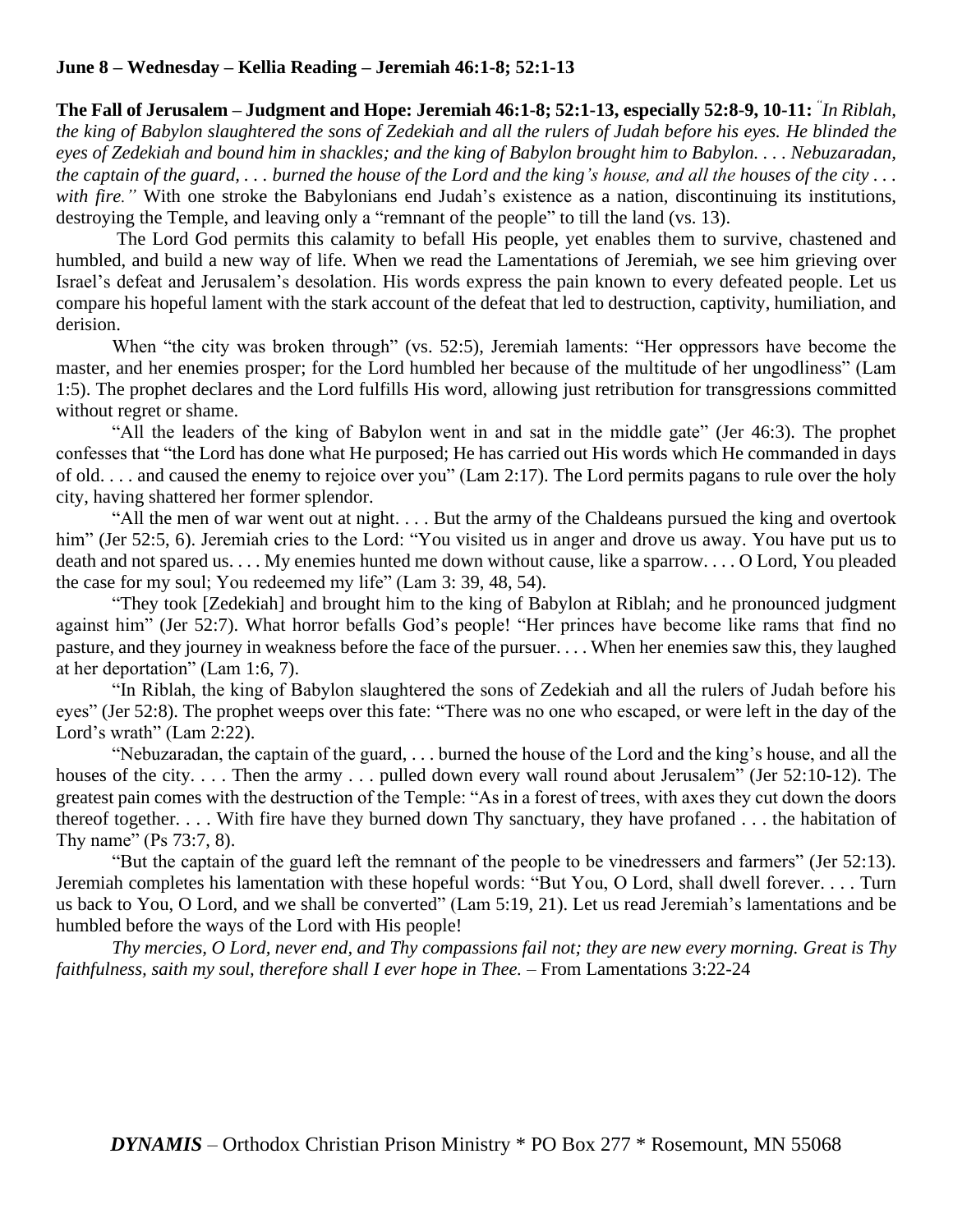**June 8 – Wednesday – Kellia Reading – Jeremiah 46:1-8; 52:1-13**

**The Fall of Jerusalem – Judgment and Hope: Jeremiah 46:1-8; 52:1-13, especially 52:8-9, 10-11:** *"In Riblah, the king of Babylon slaughtered the sons of Zedekiah and all the rulers of Judah before his eyes. He blinded the eyes of Zedekiah and bound him in shackles; and the king of Babylon brought him to Babylon. . . . Nebuzaradan, the captain of the guard, . . . burned the house of the Lord and the king's house, and all the houses of the city . . . with fire."* With one stroke the Babylonians end Judah's existence as a nation, discontinuing its institutions, destroying the Temple, and leaving only a "remnant of the people" to till the land (vs. 13).

The Lord God permits this calamity to befall His people, yet enables them to survive, chastened and humbled, and build a new way of life. When we read the Lamentations of Jeremiah, we see him grieving over Israel's defeat and Jerusalem's desolation. His words express the pain known to every defeated people. Let us compare his hopeful lament with the stark account of the defeat that led to destruction, captivity, humiliation, and derision.

When "the city was broken through" (vs. 52:5), Jeremiah laments: "Her oppressors have become the master, and her enemies prosper; for the Lord humbled her because of the multitude of her ungodliness" (Lam 1:5). The prophet declares and the Lord fulfills His word, allowing just retribution for transgressions committed without regret or shame.

"All the leaders of the king of Babylon went in and sat in the middle gate" (Jer 46:3). The prophet confesses that "the Lord has done what He purposed; He has carried out His words which He commanded in days of old. . . . and caused the enemy to rejoice over you" (Lam 2:17). The Lord permits pagans to rule over the holy city, having shattered her former splendor.

"All the men of war went out at night. . . . But the army of the Chaldeans pursued the king and overtook him" (Jer 52:5, 6). Jeremiah cries to the Lord: "You visited us in anger and drove us away. You have put us to death and not spared us. . . . My enemies hunted me down without cause, like a sparrow. . . . O Lord, You pleaded the case for my soul; You redeemed my life" (Lam 3: 39, 48, 54).

"They took [Zedekiah] and brought him to the king of Babylon at Riblah; and he pronounced judgment against him" (Jer 52:7). What horror befalls God's people! "Her princes have become like rams that find no pasture, and they journey in weakness before the face of the pursuer. . . . When her enemies saw this, they laughed at her deportation" (Lam 1:6, 7).

"In Riblah, the king of Babylon slaughtered the sons of Zedekiah and all the rulers of Judah before his eyes" (Jer 52:8). The prophet weeps over this fate: "There was no one who escaped, or were left in the day of the Lord's wrath" (Lam 2:22).

"Nebuzaradan, the captain of the guard, . . . burned the house of the Lord and the king's house, and all the houses of the city. . . . Then the army . . . pulled down every wall round about Jerusalem" (Jer 52:10-12). The greatest pain comes with the destruction of the Temple: "As in a forest of trees, with axes they cut down the doors thereof together. . . . With fire have they burned down Thy sanctuary, they have profaned . . . the habitation of Thy name" (Ps 73:7, 8).

"But the captain of the guard left the remnant of the people to be vinedressers and farmers" (Jer 52:13). Jeremiah completes his lamentation with these hopeful words: "But You, O Lord, shall dwell forever. . . . Turn us back to You, O Lord, and we shall be converted" (Lam 5:19, 21). Let us read Jeremiah's lamentations and be humbled before the ways of the Lord with His people!

*Thy mercies, O Lord, never end, and Thy compassions fail not; they are new every morning. Great is Thy faithfulness, saith my soul, therefore shall I ever hope in Thee.* – From Lamentations 3:22-24

***DYNAMIS*** – Orthodox Christian Prison Ministry * PO Box 277 * Rosemount, MN 55068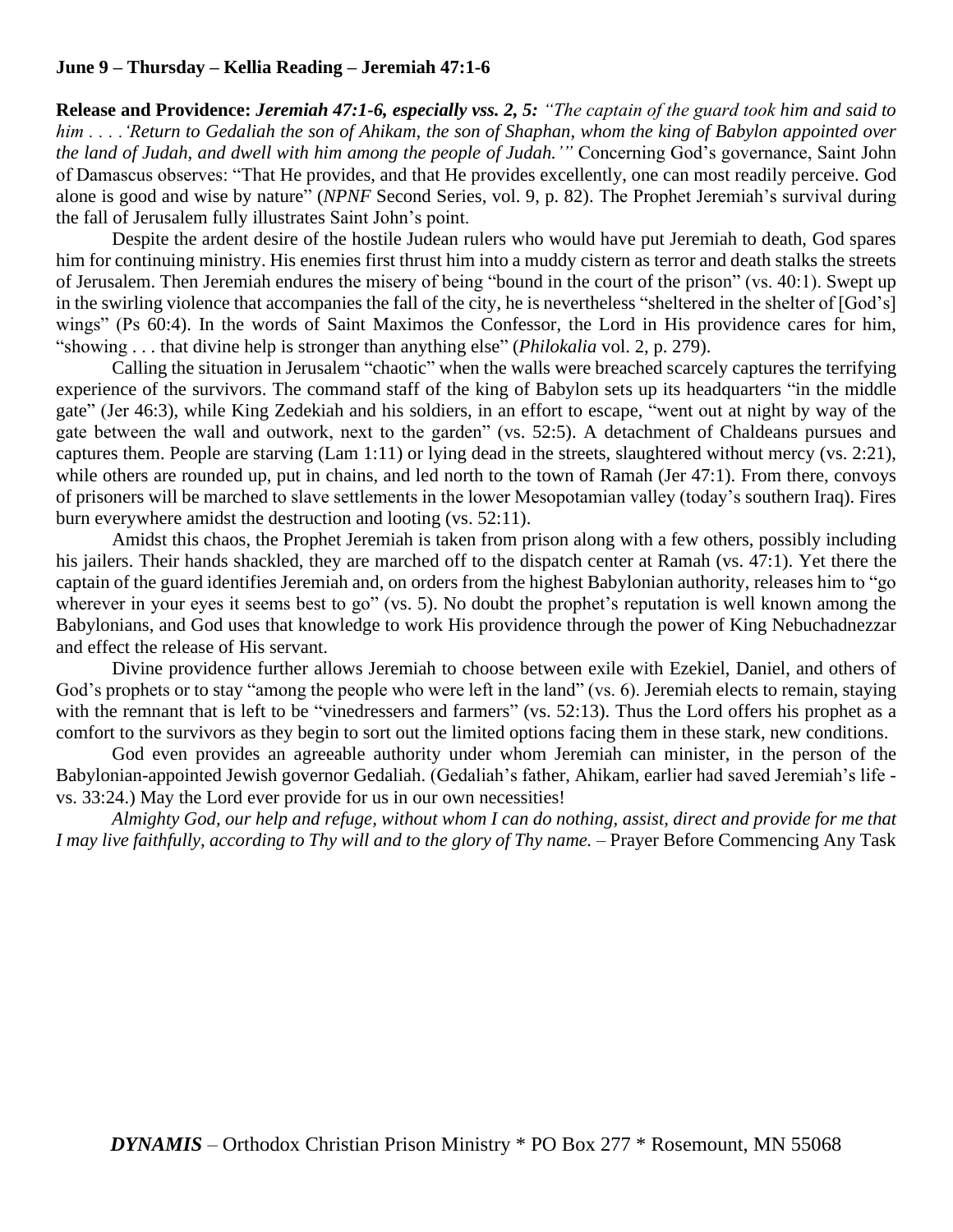**June 9 – Thursday – Kellia Reading – Jeremiah 47:1-6**

**Release and Providence:** ***Jeremiah 47:1-6, especially vss. 2, 5:*** *"The captain of the guard took him and said to him . . . .'Return to Gedaliah the son of Ahikam, the son of Shaphan, whom the king of Babylon appointed over the land of Judah, and dwell with him among the people of Judah.'"* Concerning God's governance, Saint John of Damascus observes: "That He provides, and that He provides excellently, one can most readily perceive. God alone is good and wise by nature" (*NPNF* Second Series, vol. 9, p. 82). The Prophet Jeremiah's survival during the fall of Jerusalem fully illustrates Saint John's point.

Despite the ardent desire of the hostile Judean rulers who would have put Jeremiah to death, God spares him for continuing ministry. His enemies first thrust him into a muddy cistern as terror and death stalks the streets of Jerusalem. Then Jeremiah endures the misery of being "bound in the court of the prison" (vs. 40:1). Swept up in the swirling violence that accompanies the fall of the city, he is nevertheless "sheltered in the shelter of [God's] wings" (Ps 60:4). In the words of Saint Maximos the Confessor, the Lord in His providence cares for him, "showing . . . that divine help is stronger than anything else" (*Philokalia* vol. 2, p. 279).

Calling the situation in Jerusalem "chaotic" when the walls were breached scarcely captures the terrifying experience of the survivors. The command staff of the king of Babylon sets up its headquarters "in the middle gate" (Jer 46:3), while King Zedekiah and his soldiers, in an effort to escape, "went out at night by way of the gate between the wall and outwork, next to the garden" (vs. 52:5). A detachment of Chaldeans pursues and captures them. People are starving (Lam 1:11) or lying dead in the streets, slaughtered without mercy (vs. 2:21), while others are rounded up, put in chains, and led north to the town of Ramah (Jer 47:1). From there, convoys of prisoners will be marched to slave settlements in the lower Mesopotamian valley (today's southern Iraq). Fires burn everywhere amidst the destruction and looting (vs. 52:11).

Amidst this chaos, the Prophet Jeremiah is taken from prison along with a few others, possibly including his jailers. Their hands shackled, they are marched off to the dispatch center at Ramah (vs. 47:1). Yet there the captain of the guard identifies Jeremiah and, on orders from the highest Babylonian authority, releases him to "go wherever in your eyes it seems best to go" (vs. 5). No doubt the prophet's reputation is well known among the Babylonians, and God uses that knowledge to work His providence through the power of King Nebuchadnezzar and effect the release of His servant.

Divine providence further allows Jeremiah to choose between exile with Ezekiel, Daniel, and others of God's prophets or to stay "among the people who were left in the land" (vs. 6). Jeremiah elects to remain, staying with the remnant that is left to be "vinedressers and farmers" (vs. 52:13). Thus the Lord offers his prophet as a comfort to the survivors as they begin to sort out the limited options facing them in these stark, new conditions.

God even provides an agreeable authority under whom Jeremiah can minister, in the person of the Babylonian-appointed Jewish governor Gedaliah. (Gedaliah's father, Ahikam, earlier had saved Jeremiah's life - vs. 33:24.) May the Lord ever provide for us in our own necessities!

*Almighty God, our help and refuge, without whom I can do nothing, assist, direct and provide for me that I may live faithfully, according to Thy will and to the glory of Thy name.* – Prayer Before Commencing Any Task

***DYNAMIS*** – Orthodox Christian Prison Ministry * PO Box 277 * Rosemount, MN 55068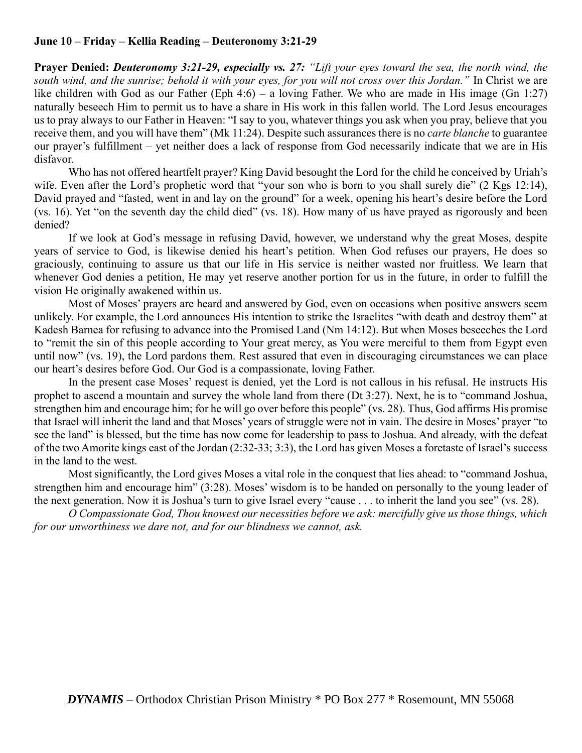**June 10 – Friday – Kellia Reading – Deuteronomy 3:21-29**

**Prayer Denied:** ***Deuteronomy 3:21-29, especially vs. 27:*** *"Lift your eyes toward the sea, the north wind, the south wind, and the sunrise; behold it with your eyes, for you will not cross over this Jordan."* In Christ we are like children with God as our Father (Eph 4:6) – a loving Father. We who are made in His image (Gn 1:27) naturally beseech Him to permit us to have a share in His work in this fallen world. The Lord Jesus encourages us to pray always to our Father in Heaven: "I say to you, whatever things you ask when you pray, believe that you receive them, and you will have them" (Mk 11:24). Despite such assurances there is no *carte blanche* to guarantee our prayer's fulfillment – yet neither does a lack of response from God necessarily indicate that we are in His disfavor.

Who has not offered heartfelt prayer? King David besought the Lord for the child he conceived by Uriah's wife. Even after the Lord's prophetic word that "your son who is born to you shall surely die" (2 Kgs 12:14), David prayed and "fasted, went in and lay on the ground" for a week, opening his heart's desire before the Lord (vs. 16). Yet "on the seventh day the child died" (vs. 18). How many of us have prayed as rigorously and been denied?

If we look at God's message in refusing David, however, we understand why the great Moses, despite years of service to God, is likewise denied his heart's petition. When God refuses our prayers, He does so graciously, continuing to assure us that our life in His service is neither wasted nor fruitless. We learn that whenever God denies a petition, He may yet reserve another portion for us in the future, in order to fulfill the vision He originally awakened within us.

Most of Moses' prayers are heard and answered by God, even on occasions when positive answers seem unlikely. For example, the Lord announces His intention to strike the Israelites "with death and destroy them" at Kadesh Barnea for refusing to advance into the Promised Land (Nm 14:12). But when Moses beseeches the Lord to "remit the sin of this people according to Your great mercy, as You were merciful to them from Egypt even until now" (vs. 19), the Lord pardons them. Rest assured that even in discouraging circumstances we can place our heart's desires before God. Our God is a compassionate, loving Father.

In the present case Moses' request is denied, yet the Lord is not callous in his refusal. He instructs His prophet to ascend a mountain and survey the whole land from there (Dt 3:27). Next, he is to "command Joshua, strengthen him and encourage him; for he will go over before this people" (vs. 28). Thus, God affirms His promise that Israel will inherit the land and that Moses' years of struggle were not in vain. The desire in Moses' prayer "to see the land" is blessed, but the time has now come for leadership to pass to Joshua. And already, with the defeat of the two Amorite kings east of the Jordan (2:32-33; 3:3), the Lord has given Moses a foretaste of Israel's success in the land to the west.

Most significantly, the Lord gives Moses a vital role in the conquest that lies ahead: to "command Joshua, strengthen him and encourage him" (3:28). Moses' wisdom is to be handed on personally to the young leader of the next generation. Now it is Joshua's turn to give Israel every "cause . . . to inherit the land you see" (vs. 28).

*O Compassionate God, Thou knowest our necessities before we ask: mercifully give us those things, which for our unworthiness we dare not, and for our blindness we cannot, ask.*

***DYNAMIS*** – Orthodox Christian Prison Ministry * PO Box 277 * Rosemount, MN 55068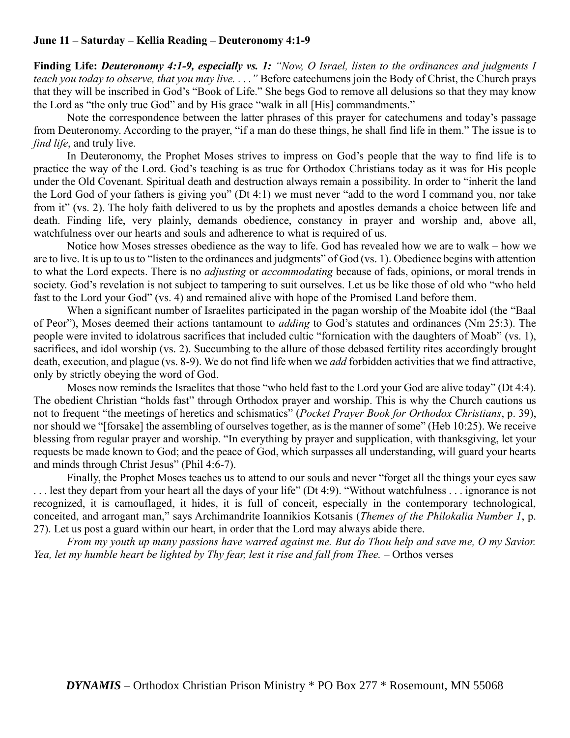**June 11 – Saturday – Kellia Reading – Deuteronomy 4:1-9**

**Finding Life:** ***Deuteronomy 4:1-9, especially vs. 1:*** *"Now, O Israel, listen to the ordinances and judgments I teach you today to observe, that you may live. . . ."* Before catechumens join the Body of Christ, the Church prays that they will be inscribed in God's "Book of Life." She begs God to remove all delusions so that they may know the Lord as "the only true God" and by His grace "walk in all [His] commandments."

Note the correspondence between the latter phrases of this prayer for catechumens and today's passage from Deuteronomy. According to the prayer, "if a man do these things, he shall find life in them." The issue is to *find life*, and truly live.

In Deuteronomy, the Prophet Moses strives to impress on God's people that the way to find life is to practice the way of the Lord. God's teaching is as true for Orthodox Christians today as it was for His people under the Old Covenant. Spiritual death and destruction always remain a possibility. In order to "inherit the land the Lord God of your fathers is giving you" (Dt 4:1) we must never "add to the word I command you, nor take from it" (vs. 2). The holy faith delivered to us by the prophets and apostles demands a choice between life and death. Finding life, very plainly, demands obedience, constancy in prayer and worship and, above all, watchfulness over our hearts and souls and adherence to what is required of us.

Notice how Moses stresses obedience as the way to life. God has revealed how we are to walk – how we are to live. It is up to us to "listen to the ordinances and judgments" of God (vs. 1). Obedience begins with attention to what the Lord expects. There is no *adjusting* or *accommodating* because of fads, opinions, or moral trends in society. God's revelation is not subject to tampering to suit ourselves. Let us be like those of old who "who held fast to the Lord your God" (vs. 4) and remained alive with hope of the Promised Land before them.

When a significant number of Israelites participated in the pagan worship of the Moabite idol (the "Baal of Peor"), Moses deemed their actions tantamount to *adding* to God's statutes and ordinances (Nm 25:3). The people were invited to idolatrous sacrifices that included cultic "fornication with the daughters of Moab" (vs. 1), sacrifices, and idol worship (vs. 2). Succumbing to the allure of those debased fertility rites accordingly brought death, execution, and plague (vs. 8-9). We do not find life when we *add* forbidden activities that we find attractive, only by strictly obeying the word of God.

Moses now reminds the Israelites that those "who held fast to the Lord your God are alive today" (Dt 4:4). The obedient Christian "holds fast" through Orthodox prayer and worship. This is why the Church cautions us not to frequent "the meetings of heretics and schismatics" (*Pocket Prayer Book for Orthodox Christians*, p. 39), nor should we "[forsake] the assembling of ourselves together, as is the manner of some" (Heb 10:25). We receive blessing from regular prayer and worship. "In everything by prayer and supplication, with thanksgiving, let your requests be made known to God; and the peace of God, which surpasses all understanding, will guard your hearts and minds through Christ Jesus" (Phil 4:6-7).

Finally, the Prophet Moses teaches us to attend to our souls and never "forget all the things your eyes saw . . . lest they depart from your heart all the days of your life" (Dt 4:9). "Without watchfulness . . . ignorance is not recognized, it is camouflaged, it hides, it is full of conceit, especially in the contemporary technological, conceited, and arrogant man," says Archimandrite Ioannikios Kotsanis (*Themes of the Philokalia Number 1*, p. 27). Let us post a guard within our heart, in order that the Lord may always abide there.

*From my youth up many passions have warred against me. But do Thou help and save me, O my Savior. Yea, let my humble heart be lighted by Thy fear, lest it rise and fall from Thee.* – Orthos verses

***DYNAMIS*** – Orthodox Christian Prison Ministry * PO Box 277 * Rosemount, MN 55068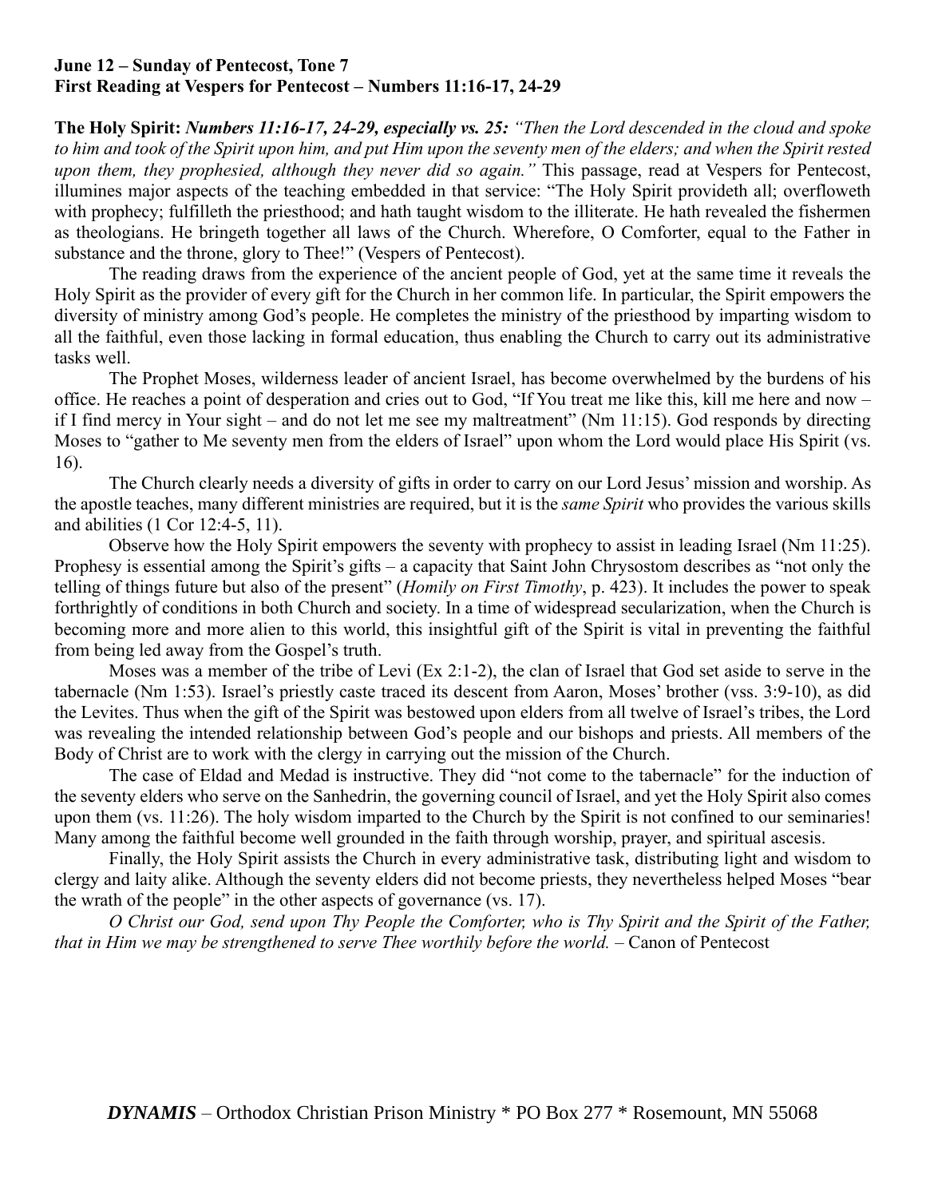**June 12 – Sunday of Pentecost, Tone 7**
**First Reading at Vespers for Pentecost – Numbers 11:16-17, 24-29**

**The Holy Spirit:** ***Numbers 11:16-17, 24-29, especially vs. 25:*** *"Then the Lord descended in the cloud and spoke to him and took of the Spirit upon him, and put Him upon the seventy men of the elders; and when the Spirit rested upon them, they prophesied, although they never did so again."* This passage, read at Vespers for Pentecost, illumines major aspects of the teaching embedded in that service: "The Holy Spirit provideth all; overfloweth with prophecy; fulfilleth the priesthood; and hath taught wisdom to the illiterate. He hath revealed the fishermen as theologians. He bringeth together all laws of the Church. Wherefore, O Comforter, equal to the Father in substance and the throne, glory to Thee!" (Vespers of Pentecost).

The reading draws from the experience of the ancient people of God, yet at the same time it reveals the Holy Spirit as the provider of every gift for the Church in her common life. In particular, the Spirit empowers the diversity of ministry among God's people. He completes the ministry of the priesthood by imparting wisdom to all the faithful, even those lacking in formal education, thus enabling the Church to carry out its administrative tasks well.

The Prophet Moses, wilderness leader of ancient Israel, has become overwhelmed by the burdens of his office. He reaches a point of desperation and cries out to God, "If You treat me like this, kill me here and now – if I find mercy in Your sight – and do not let me see my maltreatment" (Nm 11:15). God responds by directing Moses to "gather to Me seventy men from the elders of Israel" upon whom the Lord would place His Spirit (vs. 16).

The Church clearly needs a diversity of gifts in order to carry on our Lord Jesus' mission and worship. As the apostle teaches, many different ministries are required, but it is the *same Spirit* who provides the various skills and abilities (1 Cor 12:4-5, 11).

Observe how the Holy Spirit empowers the seventy with prophecy to assist in leading Israel (Nm 11:25). Prophesy is essential among the Spirit's gifts – a capacity that Saint John Chrysostom describes as "not only the telling of things future but also of the present" (*Homily on First Timothy*, p. 423). It includes the power to speak forthrightly of conditions in both Church and society. In a time of widespread secularization, when the Church is becoming more and more alien to this world, this insightful gift of the Spirit is vital in preventing the faithful from being led away from the Gospel's truth.

Moses was a member of the tribe of Levi (Ex 2:1-2), the clan of Israel that God set aside to serve in the tabernacle (Nm 1:53). Israel's priestly caste traced its descent from Aaron, Moses' brother (vss. 3:9-10), as did the Levites. Thus when the gift of the Spirit was bestowed upon elders from all twelve of Israel's tribes, the Lord was revealing the intended relationship between God's people and our bishops and priests. All members of the Body of Christ are to work with the clergy in carrying out the mission of the Church.

The case of Eldad and Medad is instructive. They did "not come to the tabernacle" for the induction of the seventy elders who serve on the Sanhedrin, the governing council of Israel, and yet the Holy Spirit also comes upon them (vs. 11:26). The holy wisdom imparted to the Church by the Spirit is not confined to our seminaries! Many among the faithful become well grounded in the faith through worship, prayer, and spiritual ascesis.

Finally, the Holy Spirit assists the Church in every administrative task, distributing light and wisdom to clergy and laity alike. Although the seventy elders did not become priests, they nevertheless helped Moses "bear the wrath of the people" in the other aspects of governance (vs. 17).

*O Christ our God, send upon Thy People the Comforter, who is Thy Spirit and the Spirit of the Father, that in Him we may be strengthened to serve Thee worthily before the world.* – Canon of Pentecost

***DYNAMIS*** – Orthodox Christian Prison Ministry * PO Box 277 * Rosemount, MN 55068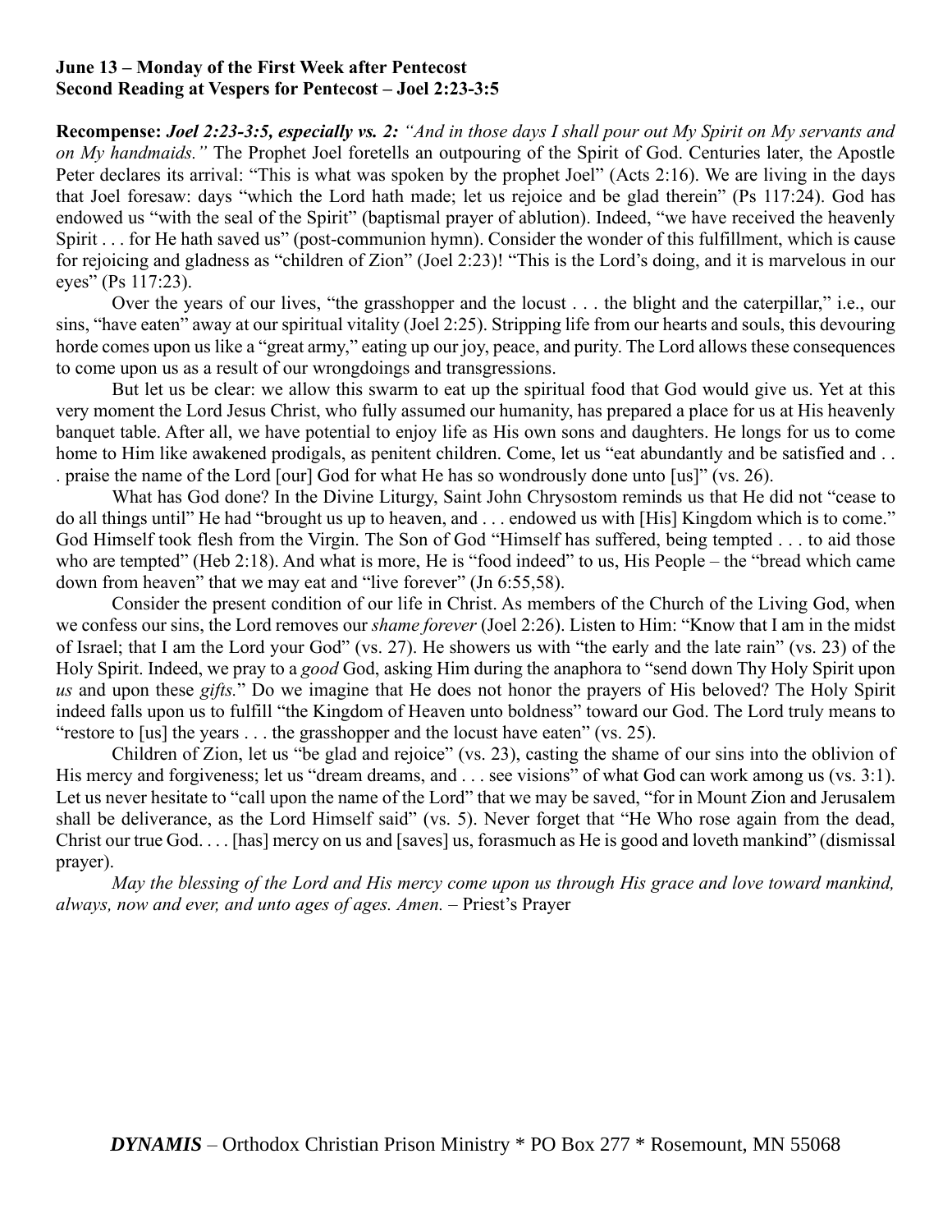**June 13 – Monday of the First Week after Pentecost**
**Second Reading at Vespers for Pentecost – Joel 2:23-3:5**

**Recompense:** ***Joel 2:23-3:5, especially vs. 2:*** *"And in those days I shall pour out My Spirit on My servants and on My handmaids."* The Prophet Joel foretells an outpouring of the Spirit of God. Centuries later, the Apostle Peter declares its arrival: "This is what was spoken by the prophet Joel" (Acts 2:16). We are living in the days that Joel foresaw: days "which the Lord hath made; let us rejoice and be glad therein" (Ps 117:24). God has endowed us "with the seal of the Spirit" (baptismal prayer of ablution). Indeed, "we have received the heavenly Spirit . . . for He hath saved us" (post-communion hymn). Consider the wonder of this fulfillment, which is cause for rejoicing and gladness as "children of Zion" (Joel 2:23)! "This is the Lord's doing, and it is marvelous in our eyes" (Ps 117:23).

Over the years of our lives, "the grasshopper and the locust . . . the blight and the caterpillar," i.e., our sins, "have eaten" away at our spiritual vitality (Joel 2:25). Stripping life from our hearts and souls, this devouring horde comes upon us like a "great army," eating up our joy, peace, and purity. The Lord allows these consequences to come upon us as a result of our wrongdoings and transgressions.

But let us be clear: we allow this swarm to eat up the spiritual food that God would give us. Yet at this very moment the Lord Jesus Christ, who fully assumed our humanity, has prepared a place for us at His heavenly banquet table. After all, we have potential to enjoy life as His own sons and daughters. He longs for us to come home to Him like awakened prodigals, as penitent children. Come, let us "eat abundantly and be satisfied and . . . praise the name of the Lord [our] God for what He has so wondrously done unto [us]" (vs. 26).

What has God done? In the Divine Liturgy, Saint John Chrysostom reminds us that He did not "cease to do all things until" He had "brought us up to heaven, and . . . endowed us with [His] Kingdom which is to come." God Himself took flesh from the Virgin. The Son of God "Himself has suffered, being tempted . . . to aid those who are tempted" (Heb 2:18). And what is more, He is "food indeed" to us, His People – the "bread which came down from heaven" that we may eat and "live forever" (Jn 6:55,58).

Consider the present condition of our life in Christ. As members of the Church of the Living God, when we confess our sins, the Lord removes our *shame forever* (Joel 2:26). Listen to Him: "Know that I am in the midst of Israel; that I am the Lord your God" (vs. 27). He showers us with "the early and the late rain" (vs. 23) of the Holy Spirit. Indeed, we pray to a *good* God, asking Him during the anaphora to "send down Thy Holy Spirit upon *us* and upon these *gifts.*" Do we imagine that He does not honor the prayers of His beloved? The Holy Spirit indeed falls upon us to fulfill "the Kingdom of Heaven unto boldness" toward our God. The Lord truly means to "restore to [us] the years . . . the grasshopper and the locust have eaten" (vs. 25).

Children of Zion, let us "be glad and rejoice" (vs. 23), casting the shame of our sins into the oblivion of His mercy and forgiveness; let us "dream dreams, and . . . see visions" of what God can work among us (vs. 3:1). Let us never hesitate to "call upon the name of the Lord" that we may be saved, "for in Mount Zion and Jerusalem shall be deliverance, as the Lord Himself said" (vs. 5). Never forget that "He Who rose again from the dead, Christ our true God. . . . [has] mercy on us and [saves] us, forasmuch as He is good and loveth mankind" (dismissal prayer).

*May the blessing of the Lord and His mercy come upon us through His grace and love toward mankind, always, now and ever, and unto ages of ages. Amen.* – Priest's Prayer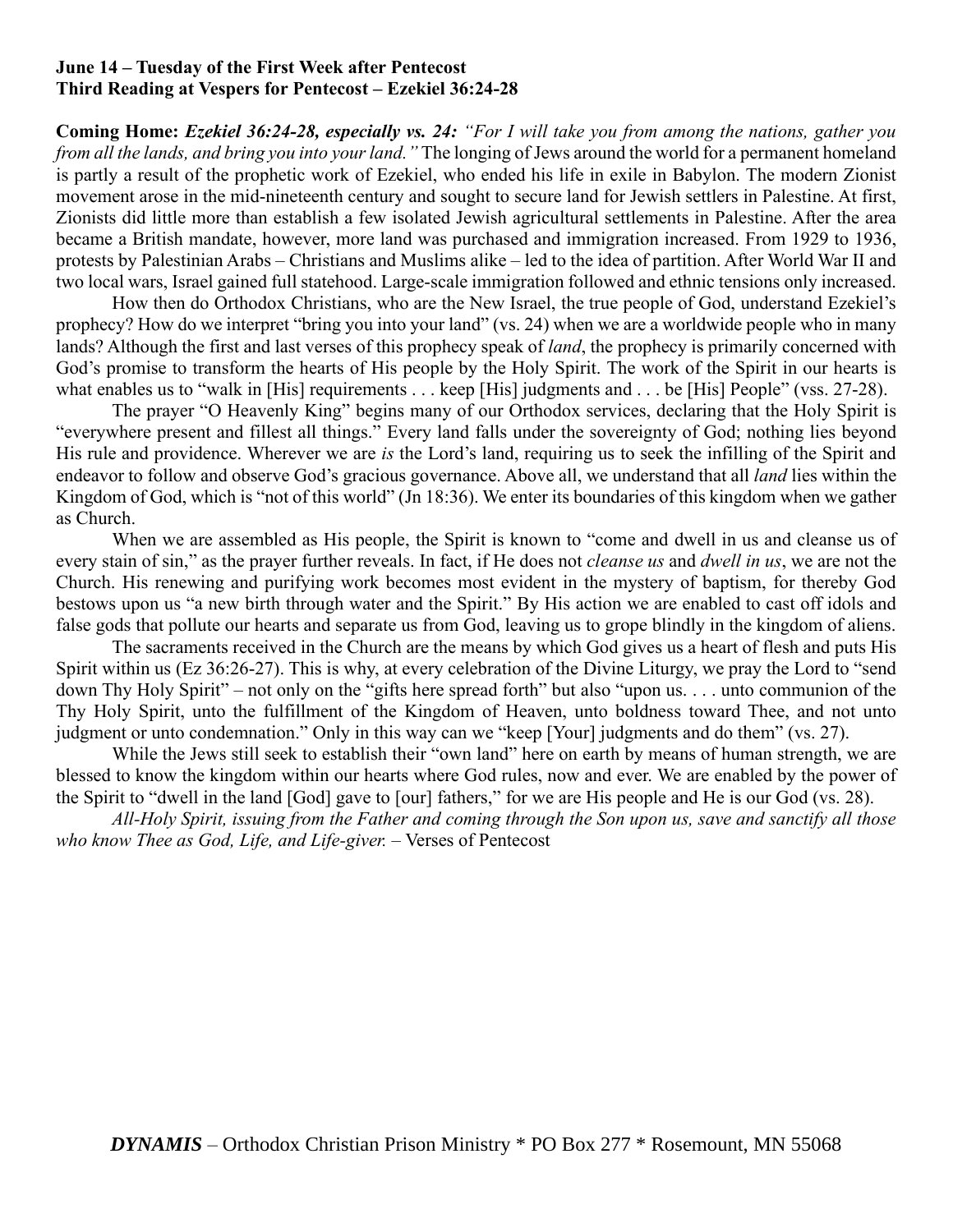**June 14 – Tuesday of the First Week after Pentecost**
**Third Reading at Vespers for Pentecost – Ezekiel 36:24-28**

**Coming Home:** ***Ezekiel 36:24-28, especially vs. 24:*** *"For I will take you from among the nations, gather you from all the lands, and bring you into your land."* The longing of Jews around the world for a permanent homeland is partly a result of the prophetic work of Ezekiel, who ended his life in exile in Babylon. The modern Zionist movement arose in the mid-nineteenth century and sought to secure land for Jewish settlers in Palestine. At first, Zionists did little more than establish a few isolated Jewish agricultural settlements in Palestine. After the area became a British mandate, however, more land was purchased and immigration increased. From 1929 to 1936, protests by Palestinian Arabs – Christians and Muslims alike – led to the idea of partition. After World War II and two local wars, Israel gained full statehood. Large-scale immigration followed and ethnic tensions only increased.

How then do Orthodox Christians, who are the New Israel, the true people of God, understand Ezekiel's prophecy? How do we interpret "bring you into your land" (vs. 24) when we are a worldwide people who in many lands? Although the first and last verses of this prophecy speak of *land*, the prophecy is primarily concerned with God's promise to transform the hearts of His people by the Holy Spirit. The work of the Spirit in our hearts is what enables us to "walk in [His] requirements . . . keep [His] judgments and . . . be [His] People" (vss. 27-28).

The prayer "O Heavenly King" begins many of our Orthodox services, declaring that the Holy Spirit is "everywhere present and fillest all things." Every land falls under the sovereignty of God; nothing lies beyond His rule and providence. Wherever we are *is* the Lord's land, requiring us to seek the infilling of the Spirit and endeavor to follow and observe God's gracious governance. Above all, we understand that all *land* lies within the Kingdom of God, which is "not of this world" (Jn 18:36). We enter its boundaries of this kingdom when we gather as Church.

When we are assembled as His people, the Spirit is known to "come and dwell in us and cleanse us of every stain of sin," as the prayer further reveals. In fact, if He does not *cleanse us* and *dwell in us*, we are not the Church. His renewing and purifying work becomes most evident in the mystery of baptism, for thereby God bestows upon us "a new birth through water and the Spirit." By His action we are enabled to cast off idols and false gods that pollute our hearts and separate us from God, leaving us to grope blindly in the kingdom of aliens.

The sacraments received in the Church are the means by which God gives us a heart of flesh and puts His Spirit within us (Ez 36:26-27). This is why, at every celebration of the Divine Liturgy, we pray the Lord to "send down Thy Holy Spirit" – not only on the "gifts here spread forth" but also "upon us. . . . unto communion of the Thy Holy Spirit, unto the fulfillment of the Kingdom of Heaven, unto boldness toward Thee, and not unto judgment or unto condemnation." Only in this way can we "keep [Your] judgments and do them" (vs. 27).

While the Jews still seek to establish their "own land" here on earth by means of human strength, we are blessed to know the kingdom within our hearts where God rules, now and ever. We are enabled by the power of the Spirit to "dwell in the land [God] gave to [our] fathers," for we are His people and He is our God (vs. 28).

*All-Holy Spirit, issuing from the Father and coming through the Son upon us, save and sanctify all those who know Thee as God, Life, and Life-giver.* – Verses of Pentecost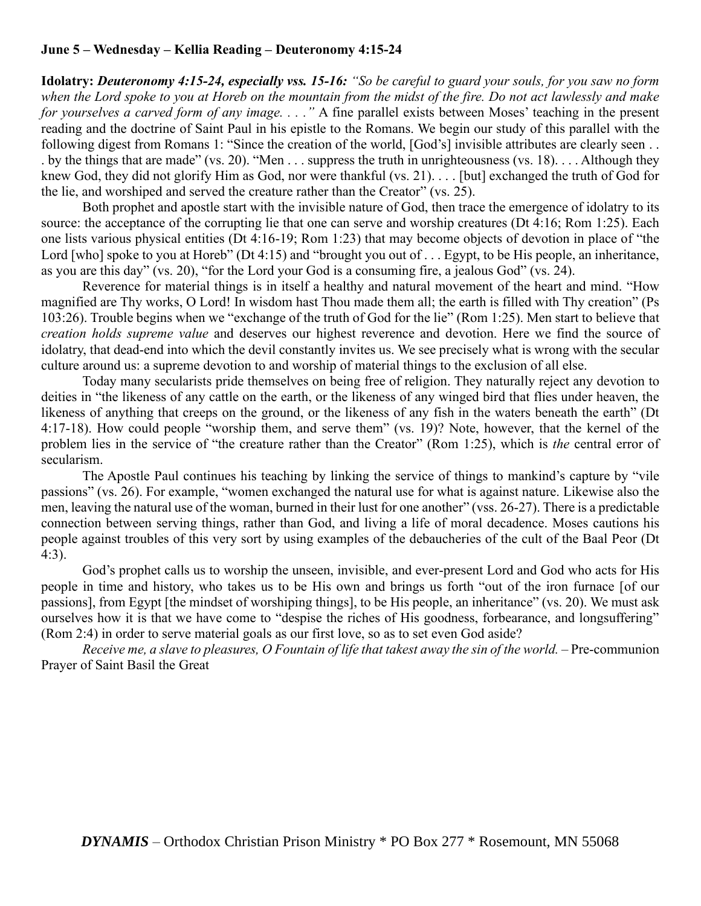**June 5 – Wednesday – Kellia Reading – Deuteronomy 4:15-24**

**Idolatry:** ***Deuteronomy 4:15-24, especially vss. 15-16:*** *"So be careful to guard your souls, for you saw no form when the Lord spoke to you at Horeb on the mountain from the midst of the fire. Do not act lawlessly and make for yourselves a carved form of any image. . . ."* A fine parallel exists between Moses' teaching in the present reading and the doctrine of Saint Paul in his epistle to the Romans. We begin our study of this parallel with the following digest from Romans 1: "Since the creation of the world, [God's] invisible attributes are clearly seen . . . by the things that are made" (vs. 20). "Men . . . suppress the truth in unrighteousness (vs. 18). . . . Although they knew God, they did not glorify Him as God, nor were thankful (vs. 21). . . . [but] exchanged the truth of God for the lie, and worshiped and served the creature rather than the Creator" (vs. 25).

Both prophet and apostle start with the invisible nature of God, then trace the emergence of idolatry to its source: the acceptance of the corrupting lie that one can serve and worship creatures (Dt 4:16; Rom 1:25). Each one lists various physical entities (Dt 4:16-19; Rom 1:23) that may become objects of devotion in place of "the Lord [who] spoke to you at Horeb" (Dt 4:15) and "brought you out of . . . Egypt, to be His people, an inheritance, as you are this day" (vs. 20), "for the Lord your God is a consuming fire, a jealous God" (vs. 24).

Reverence for material things is in itself a healthy and natural movement of the heart and mind. "How magnified are Thy works, O Lord! In wisdom hast Thou made them all; the earth is filled with Thy creation" (Ps 103:26). Trouble begins when we "exchange of the truth of God for the lie" (Rom 1:25). Men start to believe that *creation holds supreme value* and deserves our highest reverence and devotion. Here we find the source of idolatry, that dead-end into which the devil constantly invites us. We see precisely what is wrong with the secular culture around us: a supreme devotion to and worship of material things to the exclusion of all else.

Today many secularists pride themselves on being free of religion. They naturally reject any devotion to deities in "the likeness of any cattle on the earth, or the likeness of any winged bird that flies under heaven, the likeness of anything that creeps on the ground, or the likeness of any fish in the waters beneath the earth" (Dt 4:17-18). How could people "worship them, and serve them" (vs. 19)? Note, however, that the kernel of the problem lies in the service of "the creature rather than the Creator" (Rom 1:25), which is *the* central error of secularism.

The Apostle Paul continues his teaching by linking the service of things to mankind's capture by "vile passions" (vs. 26). For example, "women exchanged the natural use for what is against nature. Likewise also the men, leaving the natural use of the woman, burned in their lust for one another" (vss. 26-27). There is a predictable connection between serving things, rather than God, and living a life of moral decadence. Moses cautions his people against troubles of this very sort by using examples of the debaucheries of the cult of the Baal Peor (Dt 4:3).

God's prophet calls us to worship the unseen, invisible, and ever-present Lord and God who acts for His people in time and history, who takes us to be His own and brings us forth "out of the iron furnace [of our passions], from Egypt [the mindset of worshiping things], to be His people, an inheritance" (vs. 20). We must ask ourselves how it is that we have come to "despise the riches of His goodness, forbearance, and longsuffering" (Rom 2:4) in order to serve material goals as our first love, so as to set even God aside?

*Receive me, a slave to pleasures, O Fountain of life that takest away the sin of the world.* – Pre-communion Prayer of Saint Basil the Great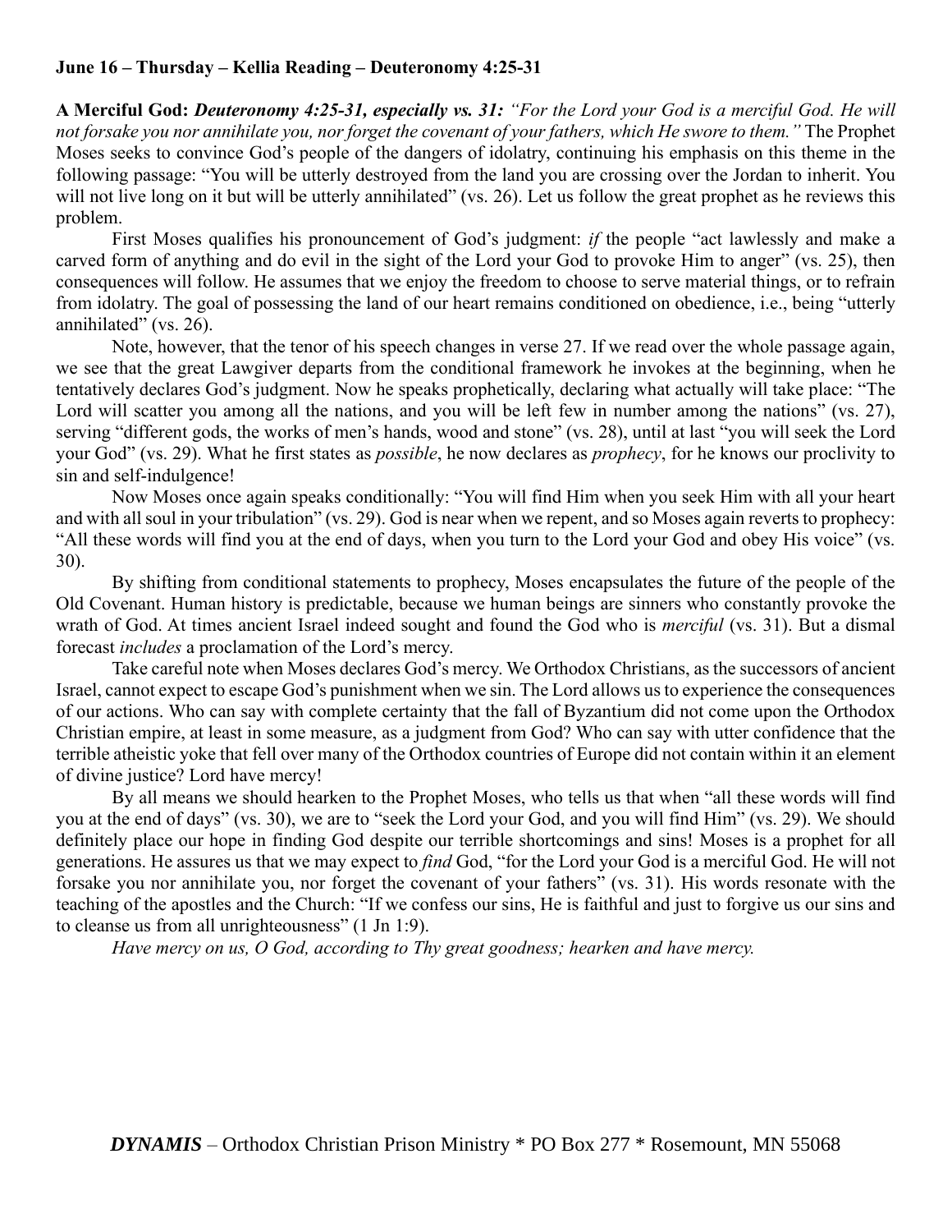**June 16 – Thursday – Kellia Reading – Deuteronomy 4:25-31**

**A Merciful God:** ***Deuteronomy 4:25-31, especially vs. 31:*** *"For the Lord your God is a merciful God. He will not forsake you nor annihilate you, nor forget the covenant of your fathers, which He swore to them."* The Prophet Moses seeks to convince God's people of the dangers of idolatry, continuing his emphasis on this theme in the following passage: "You will be utterly destroyed from the land you are crossing over the Jordan to inherit. You will not live long on it but will be utterly annihilated" (vs. 26). Let us follow the great prophet as he reviews this problem.

First Moses qualifies his pronouncement of God's judgment: *if* the people "act lawlessly and make a carved form of anything and do evil in the sight of the Lord your God to provoke Him to anger" (vs. 25), then consequences will follow. He assumes that we enjoy the freedom to choose to serve material things, or to refrain from idolatry. The goal of possessing the land of our heart remains conditioned on obedience, i.e., being "utterly annihilated" (vs. 26).

Note, however, that the tenor of his speech changes in verse 27. If we read over the whole passage again, we see that the great Lawgiver departs from the conditional framework he invokes at the beginning, when he tentatively declares God's judgment. Now he speaks prophetically, declaring what actually will take place: "The Lord will scatter you among all the nations, and you will be left few in number among the nations" (vs. 27), serving "different gods, the works of men's hands, wood and stone" (vs. 28), until at last "you will seek the Lord your God" (vs. 29). What he first states as *possible*, he now declares as *prophecy*, for he knows our proclivity to sin and self-indulgence!

Now Moses once again speaks conditionally: "You will find Him when you seek Him with all your heart and with all soul in your tribulation" (vs. 29). God is near when we repent, and so Moses again reverts to prophecy: "All these words will find you at the end of days, when you turn to the Lord your God and obey His voice" (vs. 30).

By shifting from conditional statements to prophecy, Moses encapsulates the future of the people of the Old Covenant. Human history is predictable, because we human beings are sinners who constantly provoke the wrath of God. At times ancient Israel indeed sought and found the God who is *merciful* (vs. 31). But a dismal forecast *includes* a proclamation of the Lord's mercy.

Take careful note when Moses declares God's mercy. We Orthodox Christians, as the successors of ancient Israel, cannot expect to escape God's punishment when we sin. The Lord allows us to experience the consequences of our actions. Who can say with complete certainty that the fall of Byzantium did not come upon the Orthodox Christian empire, at least in some measure, as a judgment from God? Who can say with utter confidence that the terrible atheistic yoke that fell over many of the Orthodox countries of Europe did not contain within it an element of divine justice? Lord have mercy!

By all means we should hearken to the Prophet Moses, who tells us that when "all these words will find you at the end of days" (vs. 30), we are to "seek the Lord your God, and you will find Him" (vs. 29). We should definitely place our hope in finding God despite our terrible shortcomings and sins! Moses is a prophet for all generations. He assures us that we may expect to *find* God, "for the Lord your God is a merciful God. He will not forsake you nor annihilate you, nor forget the covenant of your fathers" (vs. 31). His words resonate with the teaching of the apostles and the Church: "If we confess our sins, He is faithful and just to forgive us our sins and to cleanse us from all unrighteousness" (1 Jn 1:9).

*Have mercy on us, O God, according to Thy great goodness; hearken and have mercy.*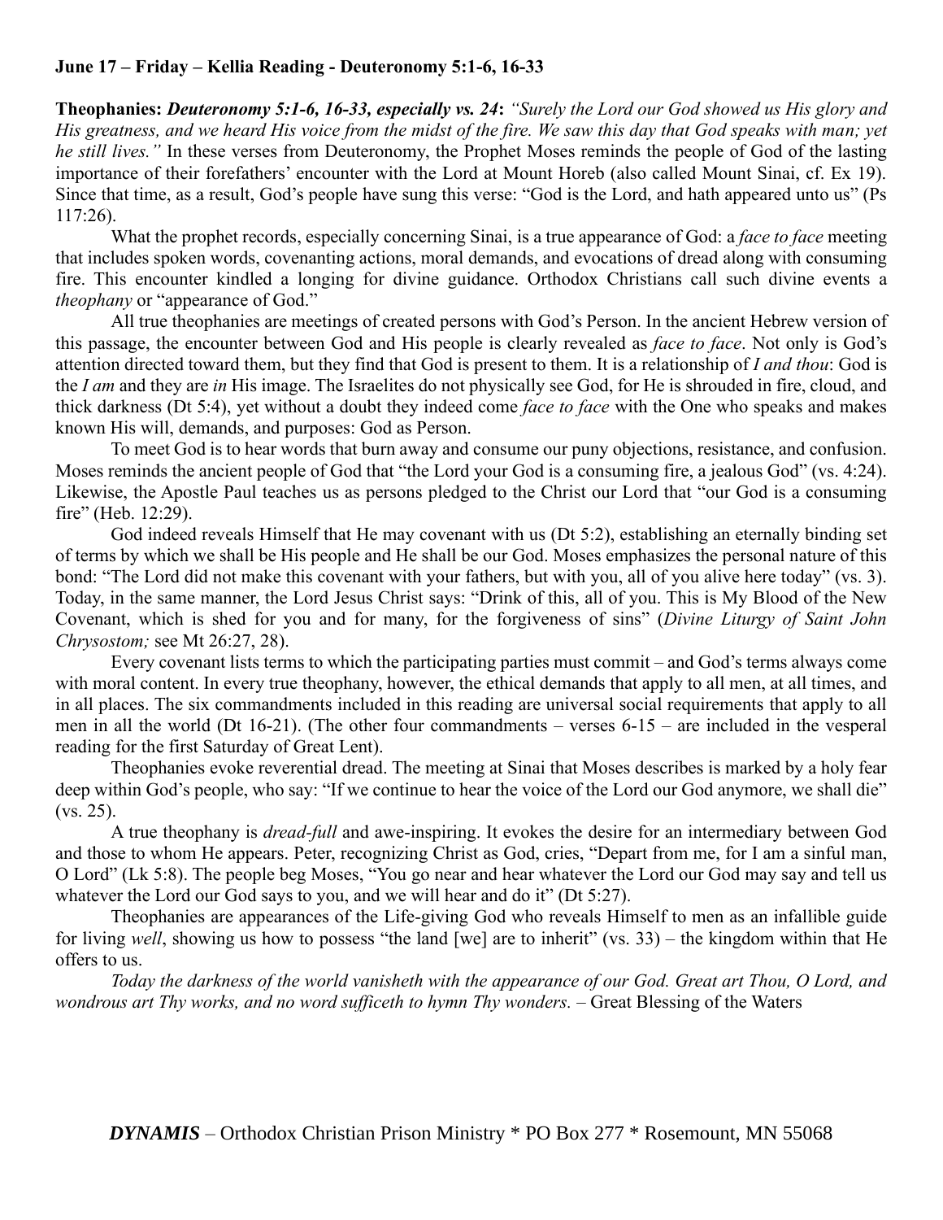**June 17 – Friday – Kellia Reading - Deuteronomy 5:1-6, 16-33**

**Theophanies:** ***Deuteronomy 5:1-6, 16-33, especially vs. 24*****:** *"Surely the Lord our God showed us His glory and His greatness, and we heard His voice from the midst of the fire. We saw this day that God speaks with man; yet he still lives."* In these verses from Deuteronomy, the Prophet Moses reminds the people of God of the lasting importance of their forefathers' encounter with the Lord at Mount Horeb (also called Mount Sinai, cf. Ex 19). Since that time, as a result, God's people have sung this verse: "God is the Lord, and hath appeared unto us" (Ps 117:26).

What the prophet records, especially concerning Sinai, is a true appearance of God: a *face to face* meeting that includes spoken words, covenanting actions, moral demands, and evocations of dread along with consuming fire. This encounter kindled a longing for divine guidance. Orthodox Christians call such divine events a *theophany* or "appearance of God."

All true theophanies are meetings of created persons with God's Person. In the ancient Hebrew version of this passage, the encounter between God and His people is clearly revealed as *face to face*. Not only is God's attention directed toward them, but they find that God is present to them. It is a relationship of *I and thou*: God is the *I am* and they are *in* His image. The Israelites do not physically see God, for He is shrouded in fire, cloud, and thick darkness (Dt 5:4), yet without a doubt they indeed come *face to face* with the One who speaks and makes known His will, demands, and purposes: God as Person.

To meet God is to hear words that burn away and consume our puny objections, resistance, and confusion. Moses reminds the ancient people of God that "the Lord your God is a consuming fire, a jealous God" (vs. 4:24). Likewise, the Apostle Paul teaches us as persons pledged to the Christ our Lord that "our God is a consuming fire" (Heb. 12:29).

God indeed reveals Himself that He may covenant with us (Dt 5:2), establishing an eternally binding set of terms by which we shall be His people and He shall be our God. Moses emphasizes the personal nature of this bond: "The Lord did not make this covenant with your fathers, but with you, all of you alive here today" (vs. 3). Today, in the same manner, the Lord Jesus Christ says: "Drink of this, all of you. This is My Blood of the New Covenant, which is shed for you and for many, for the forgiveness of sins" (*Divine Liturgy of Saint John Chrysostom;* see Mt 26:27, 28).

Every covenant lists terms to which the participating parties must commit – and God's terms always come with moral content. In every true theophany, however, the ethical demands that apply to all men, at all times, and in all places. The six commandments included in this reading are universal social requirements that apply to all men in all the world (Dt 16-21). (The other four commandments – verses 6-15 – are included in the vesperal reading for the first Saturday of Great Lent).

Theophanies evoke reverential dread. The meeting at Sinai that Moses describes is marked by a holy fear deep within God's people, who say: "If we continue to hear the voice of the Lord our God anymore, we shall die" (vs. 25).

A true theophany is *dread-full* and awe-inspiring. It evokes the desire for an intermediary between God and those to whom He appears. Peter, recognizing Christ as God, cries, "Depart from me, for I am a sinful man, O Lord" (Lk 5:8). The people beg Moses, "You go near and hear whatever the Lord our God may say and tell us whatever the Lord our God says to you, and we will hear and do it" (Dt 5:27).

Theophanies are appearances of the Life-giving God who reveals Himself to men as an infallible guide for living *well*, showing us how to possess "the land [we] are to inherit" (vs. 33) – the kingdom within that He offers to us.

*Today the darkness of the world vanisheth with the appearance of our God. Great art Thou, O Lord, and wondrous art Thy works, and no word sufficeth to hymn Thy wonders.* – Great Blessing of the Waters

***DYNAMIS*** – Orthodox Christian Prison Ministry * PO Box 277 * Rosemount, MN 55068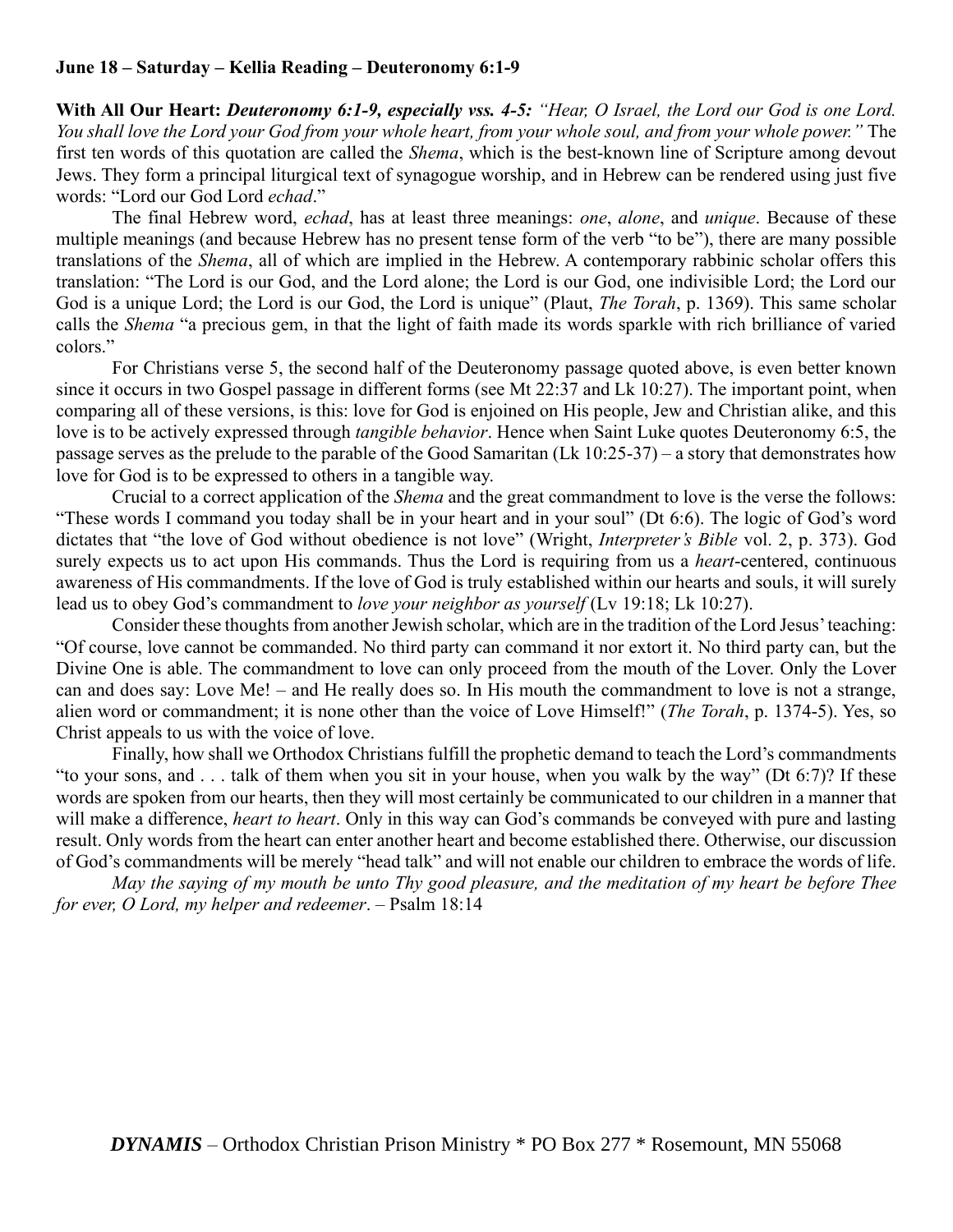**June 18 – Saturday – Kellia Reading – Deuteronomy 6:1-9**

**With All Our Heart:** ***Deuteronomy 6:1-9, especially vss. 4-5:*** *"Hear, O Israel, the Lord our God is one Lord. You shall love the Lord your God from your whole heart, from your whole soul, and from your whole power."* The first ten words of this quotation are called the *Shema*, which is the best-known line of Scripture among devout Jews. They form a principal liturgical text of synagogue worship, and in Hebrew can be rendered using just five words: "Lord our God Lord *echad*."

The final Hebrew word, *echad*, has at least three meanings: *one*, *alone*, and *unique*. Because of these multiple meanings (and because Hebrew has no present tense form of the verb "to be"), there are many possible translations of the *Shema*, all of which are implied in the Hebrew. A contemporary rabbinic scholar offers this translation: "The Lord is our God, and the Lord alone; the Lord is our God, one indivisible Lord; the Lord our God is a unique Lord; the Lord is our God, the Lord is unique" (Plaut, *The Torah*, p. 1369). This same scholar calls the *Shema* "a precious gem, in that the light of faith made its words sparkle with rich brilliance of varied colors."

For Christians verse 5, the second half of the Deuteronomy passage quoted above, is even better known since it occurs in two Gospel passage in different forms (see Mt 22:37 and Lk 10:27). The important point, when comparing all of these versions, is this: love for God is enjoined on His people, Jew and Christian alike, and this love is to be actively expressed through *tangible behavior*. Hence when Saint Luke quotes Deuteronomy 6:5, the passage serves as the prelude to the parable of the Good Samaritan (Lk 10:25-37) – a story that demonstrates how love for God is to be expressed to others in a tangible way.

Crucial to a correct application of the *Shema* and the great commandment to love is the verse the follows: "These words I command you today shall be in your heart and in your soul" (Dt 6:6). The logic of God's word dictates that "the love of God without obedience is not love" (Wright, *Interpreter's Bible* vol. 2, p. 373). God surely expects us to act upon His commands. Thus the Lord is requiring from us a *heart*-centered, continuous awareness of His commandments. If the love of God is truly established within our hearts and souls, it will surely lead us to obey God's commandment to *love your neighbor as yourself* (Lv 19:18; Lk 10:27).

Consider these thoughts from another Jewish scholar, which are in the tradition of the Lord Jesus' teaching: "Of course, love cannot be commanded. No third party can command it nor extort it. No third party can, but the Divine One is able. The commandment to love can only proceed from the mouth of the Lover. Only the Lover can and does say: Love Me! – and He really does so. In His mouth the commandment to love is not a strange, alien word or commandment; it is none other than the voice of Love Himself!" (*The Torah*, p. 1374-5). Yes, so Christ appeals to us with the voice of love.

Finally, how shall we Orthodox Christians fulfill the prophetic demand to teach the Lord's commandments "to your sons, and . . . talk of them when you sit in your house, when you walk by the way" (Dt 6:7)? If these words are spoken from our hearts, then they will most certainly be communicated to our children in a manner that will make a difference, *heart to heart*. Only in this way can God's commands be conveyed with pure and lasting result. Only words from the heart can enter another heart and become established there. Otherwise, our discussion of God's commandments will be merely "head talk" and will not enable our children to embrace the words of life.

*May the saying of my mouth be unto Thy good pleasure, and the meditation of my heart be before Thee for ever, O Lord, my helper and redeemer*. – Psalm 18:14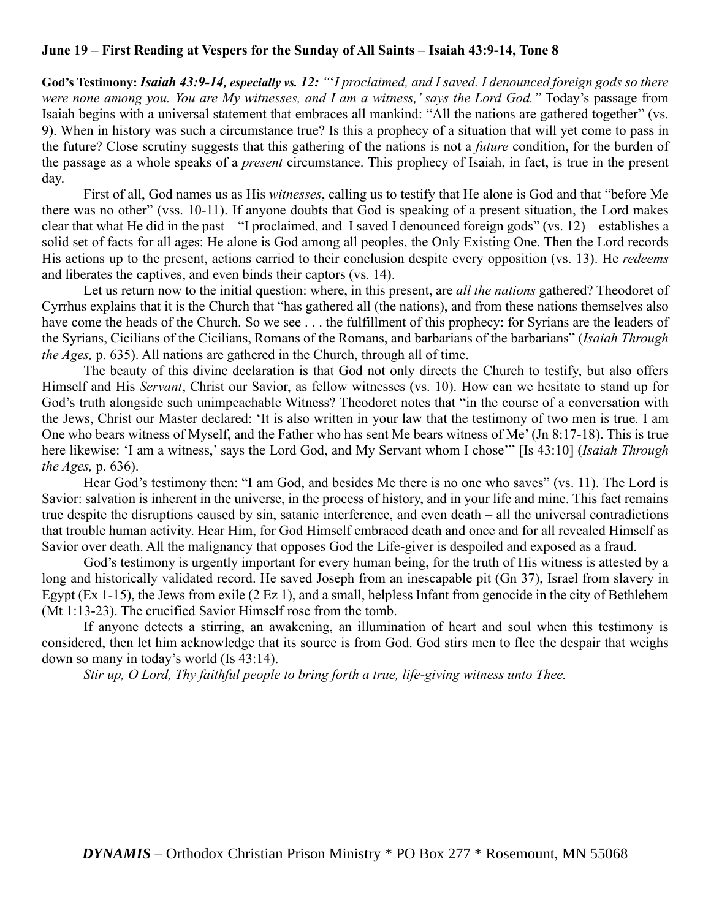**June 19 – First Reading at Vespers for the Sunday of All Saints – Isaiah 43:9-14, Tone 8**

**God's Testimony:** ***Isaiah 43:9-14, especially vs. 12:*** *"'I proclaimed, and I saved. I denounced foreign gods so there were none among you. You are My witnesses, and I am a witness,' says the Lord God."* Today's passage from Isaiah begins with a universal statement that embraces all mankind: "All the nations are gathered together" (vs. 9). When in history was such a circumstance true? Is this a prophecy of a situation that will yet come to pass in the future? Close scrutiny suggests that this gathering of the nations is not a *future* condition, for the burden of the passage as a whole speaks of a *present* circumstance. This prophecy of Isaiah, in fact, is true in the present day.

First of all, God names us as His *witnesses*, calling us to testify that He alone is God and that "before Me there was no other" (vss. 10-11). If anyone doubts that God is speaking of a present situation, the Lord makes clear that what He did in the past – "I proclaimed, and I saved I denounced foreign gods" (vs. 12) – establishes a solid set of facts for all ages: He alone is God among all peoples, the Only Existing One. Then the Lord records His actions up to the present, actions carried to their conclusion despite every opposition (vs. 13). He *redeems* and liberates the captives, and even binds their captors (vs. 14).

Let us return now to the initial question: where, in this present, are *all the nations* gathered? Theodoret of Cyrrhus explains that it is the Church that "has gathered all (the nations), and from these nations themselves also have come the heads of the Church. So we see . . . the fulfillment of this prophecy: for Syrians are the leaders of the Syrians, Cicilians of the Cicilians, Romans of the Romans, and barbarians of the barbarians" (*Isaiah Through the Ages,* p. 635). All nations are gathered in the Church, through all of time.

The beauty of this divine declaration is that God not only directs the Church to testify, but also offers Himself and His *Servant*, Christ our Savior, as fellow witnesses (vs. 10). How can we hesitate to stand up for God's truth alongside such unimpeachable Witness? Theodoret notes that "in the course of a conversation with the Jews, Christ our Master declared: 'It is also written in your law that the testimony of two men is true. I am One who bears witness of Myself, and the Father who has sent Me bears witness of Me' (Jn 8:17-18). This is true here likewise: 'I am a witness,' says the Lord God, and My Servant whom I chose'" [Is 43:10] (*Isaiah Through the Ages,* p. 636).

Hear God's testimony then: "I am God, and besides Me there is no one who saves" (vs. 11). The Lord is Savior: salvation is inherent in the universe, in the process of history, and in your life and mine. This fact remains true despite the disruptions caused by sin, satanic interference, and even death – all the universal contradictions that trouble human activity. Hear Him, for God Himself embraced death and once and for all revealed Himself as Savior over death. All the malignancy that opposes God the Life-giver is despoiled and exposed as a fraud.

God's testimony is urgently important for every human being, for the truth of His witness is attested by a long and historically validated record. He saved Joseph from an inescapable pit (Gn 37), Israel from slavery in Egypt (Ex 1-15), the Jews from exile (2 Ez 1), and a small, helpless Infant from genocide in the city of Bethlehem (Mt 1:13-23). The crucified Savior Himself rose from the tomb.

If anyone detects a stirring, an awakening, an illumination of heart and soul when this testimony is considered, then let him acknowledge that its source is from God. God stirs men to flee the despair that weighs down so many in today's world (Is 43:14).

*Stir up, O Lord, Thy faithful people to bring forth a true, life-giving witness unto Thee.*

***DYNAMIS*** – Orthodox Christian Prison Ministry * PO Box 277 * Rosemount, MN 55068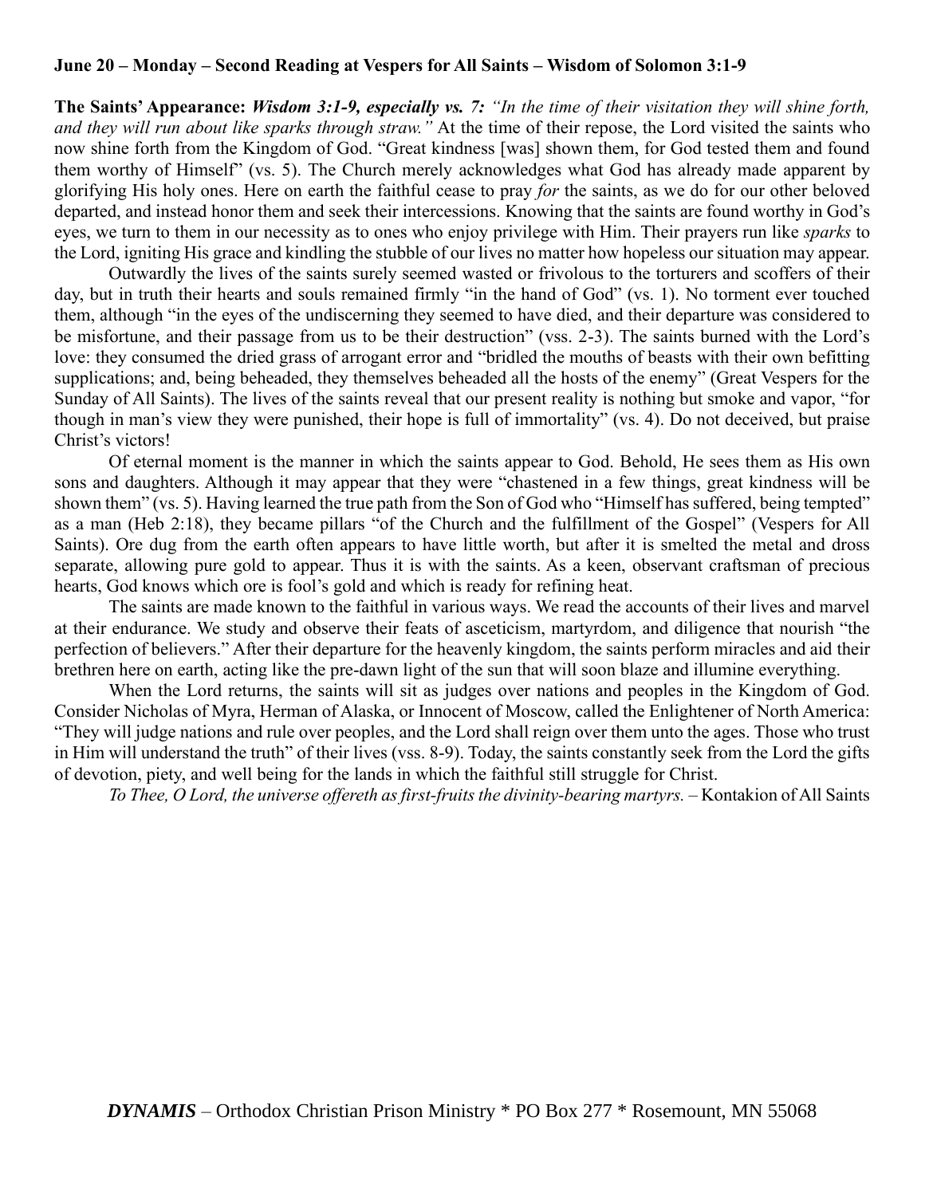**June 20 – Monday – Second Reading at Vespers for All Saints – Wisdom of Solomon 3:1-9**

**The Saints' Appearance:** ***Wisdom 3:1-9, especially vs. 7:*** *"In the time of their visitation they will shine forth, and they will run about like sparks through straw."* At the time of their repose, the Lord visited the saints who now shine forth from the Kingdom of God. "Great kindness [was] shown them, for God tested them and found them worthy of Himself" (vs. 5). The Church merely acknowledges what God has already made apparent by glorifying His holy ones. Here on earth the faithful cease to pray *for* the saints, as we do for our other beloved departed, and instead honor them and seek their intercessions. Knowing that the saints are found worthy in God's eyes, we turn to them in our necessity as to ones who enjoy privilege with Him. Their prayers run like *sparks* to the Lord, igniting His grace and kindling the stubble of our lives no matter how hopeless our situation may appear.

Outwardly the lives of the saints surely seemed wasted or frivolous to the torturers and scoffers of their day, but in truth their hearts and souls remained firmly "in the hand of God" (vs. 1). No torment ever touched them, although "in the eyes of the undiscerning they seemed to have died, and their departure was considered to be misfortune, and their passage from us to be their destruction" (vss. 2-3). The saints burned with the Lord's love: they consumed the dried grass of arrogant error and "bridled the mouths of beasts with their own befitting supplications; and, being beheaded, they themselves beheaded all the hosts of the enemy" (Great Vespers for the Sunday of All Saints). The lives of the saints reveal that our present reality is nothing but smoke and vapor, "for though in man's view they were punished, their hope is full of immortality" (vs. 4). Do not deceived, but praise Christ's victors!

Of eternal moment is the manner in which the saints appear to God. Behold, He sees them as His own sons and daughters. Although it may appear that they were "chastened in a few things, great kindness will be shown them" (vs. 5). Having learned the true path from the Son of God who "Himself has suffered, being tempted" as a man (Heb 2:18), they became pillars "of the Church and the fulfillment of the Gospel" (Vespers for All Saints). Ore dug from the earth often appears to have little worth, but after it is smelted the metal and dross separate, allowing pure gold to appear. Thus it is with the saints. As a keen, observant craftsman of precious hearts, God knows which ore is fool's gold and which is ready for refining heat.

The saints are made known to the faithful in various ways. We read the accounts of their lives and marvel at their endurance. We study and observe their feats of asceticism, martyrdom, and diligence that nourish "the perfection of believers." After their departure for the heavenly kingdom, the saints perform miracles and aid their brethren here on earth, acting like the pre-dawn light of the sun that will soon blaze and illumine everything.

When the Lord returns, the saints will sit as judges over nations and peoples in the Kingdom of God. Consider Nicholas of Myra, Herman of Alaska, or Innocent of Moscow, called the Enlightener of North America: "They will judge nations and rule over peoples, and the Lord shall reign over them unto the ages. Those who trust in Him will understand the truth" of their lives (vss. 8-9). Today, the saints constantly seek from the Lord the gifts of devotion, piety, and well being for the lands in which the faithful still struggle for Christ.

*To Thee, O Lord, the universe offereth as first-fruits the divinity-bearing martyrs.* – Kontakion of All Saints

***DYNAMIS*** – Orthodox Christian Prison Ministry * PO Box 277 * Rosemount, MN 55068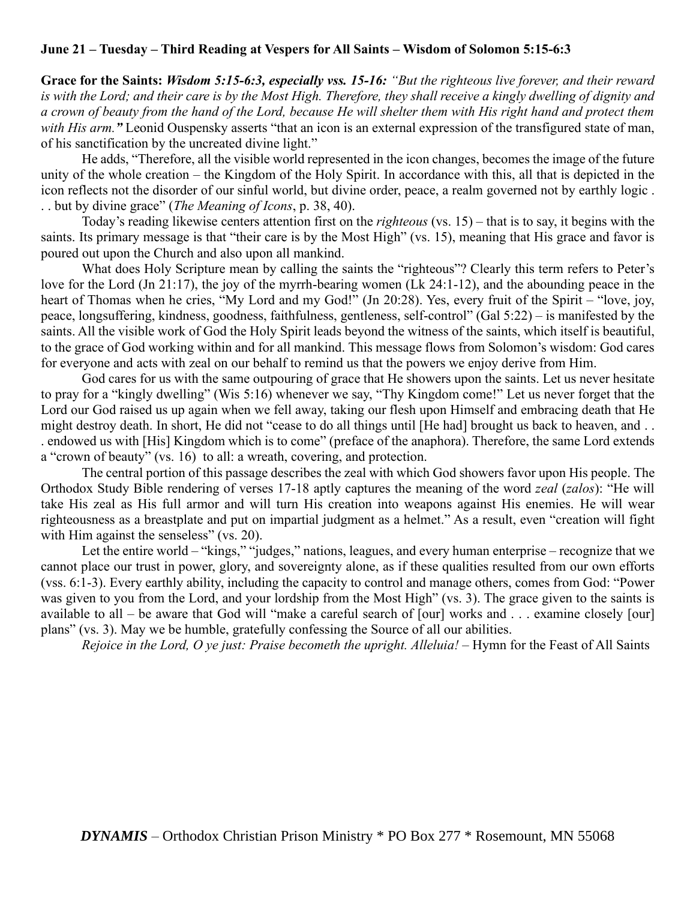**June 21 – Tuesday – Third Reading at Vespers for All Saints – Wisdom of Solomon 5:15-6:3**

**Grace for the Saints:** ***Wisdom 5:15-6:3, especially vss. 15-16:*** *"But the righteous live forever, and their reward is with the Lord; and their care is by the Most High. Therefore, they shall receive a kingly dwelling of dignity and a crown of beauty from the hand of the Lord, because He will shelter them with His right hand and protect them with His arm."* Leonid Ouspensky asserts "that an icon is an external expression of the transfigured state of man, of his sanctification by the uncreated divine light."

He adds, "Therefore, all the visible world represented in the icon changes, becomes the image of the future unity of the whole creation – the Kingdom of the Holy Spirit. In accordance with this, all that is depicted in the icon reflects not the disorder of our sinful world, but divine order, peace, a realm governed not by earthly logic . . . but by divine grace" (*The Meaning of Icons*, p. 38, 40).

Today's reading likewise centers attention first on the *righteous* (vs. 15) – that is to say, it begins with the saints. Its primary message is that "their care is by the Most High" (vs. 15), meaning that His grace and favor is poured out upon the Church and also upon all mankind.

What does Holy Scripture mean by calling the saints the "righteous"? Clearly this term refers to Peter's love for the Lord (Jn 21:17), the joy of the myrrh-bearing women (Lk 24:1-12), and the abounding peace in the heart of Thomas when he cries, "My Lord and my God!" (Jn 20:28). Yes, every fruit of the Spirit – "love, joy, peace, longsuffering, kindness, goodness, faithfulness, gentleness, self-control" (Gal 5:22) – is manifested by the saints. All the visible work of God the Holy Spirit leads beyond the witness of the saints, which itself is beautiful, to the grace of God working within and for all mankind. This message flows from Solomon's wisdom: God cares for everyone and acts with zeal on our behalf to remind us that the powers we enjoy derive from Him.

God cares for us with the same outpouring of grace that He showers upon the saints. Let us never hesitate to pray for a "kingly dwelling" (Wis 5:16) whenever we say, "Thy Kingdom come!" Let us never forget that the Lord our God raised us up again when we fell away, taking our flesh upon Himself and embracing death that He might destroy death. In short, He did not "cease to do all things until [He had] brought us back to heaven, and . . . endowed us with [His] Kingdom which is to come" (preface of the anaphora). Therefore, the same Lord extends a "crown of beauty" (vs. 16) to all: a wreath, covering, and protection.

The central portion of this passage describes the zeal with which God showers favor upon His people. The Orthodox Study Bible rendering of verses 17-18 aptly captures the meaning of the word *zeal* (*zalos*): "He will take His zeal as His full armor and will turn His creation into weapons against His enemies. He will wear righteousness as a breastplate and put on impartial judgment as a helmet." As a result, even "creation will fight with Him against the senseless" (vs. 20).

Let the entire world – "kings," "judges," nations, leagues, and every human enterprise – recognize that we cannot place our trust in power, glory, and sovereignty alone, as if these qualities resulted from our own efforts (vss. 6:1-3). Every earthly ability, including the capacity to control and manage others, comes from God: "Power was given to you from the Lord, and your lordship from the Most High" (vs. 3). The grace given to the saints is available to all – be aware that God will "make a careful search of [our] works and . . . examine closely [our] plans" (vs. 3). May we be humble, gratefully confessing the Source of all our abilities.

*Rejoice in the Lord, O ye just: Praise becometh the upright. Alleluia!* – Hymn for the Feast of All Saints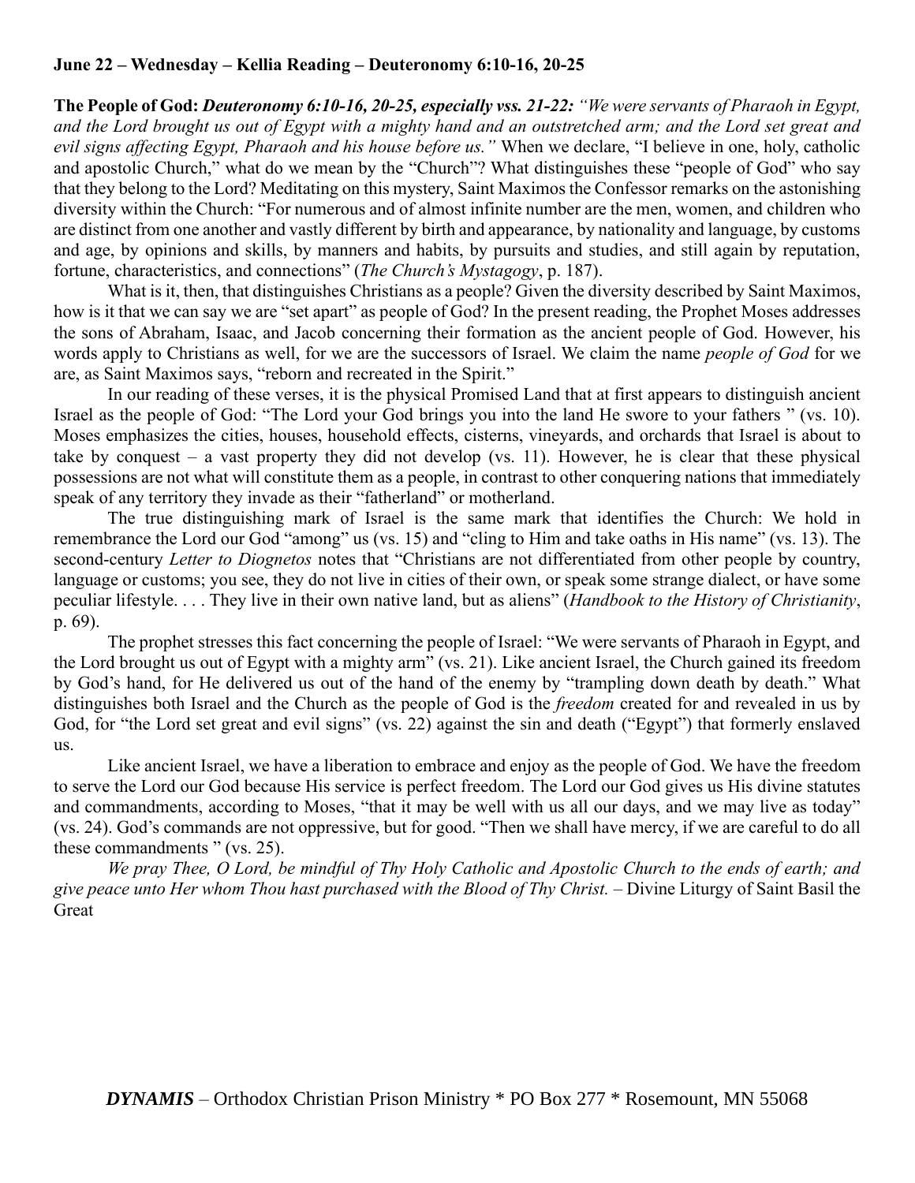**June 22 – Wednesday – Kellia Reading – Deuteronomy 6:10-16, 20-25**

**The People of God:** ***Deuteronomy 6:10-16, 20-25, especially vss. 21-22:*** *"We were servants of Pharaoh in Egypt, and the Lord brought us out of Egypt with a mighty hand and an outstretched arm; and the Lord set great and evil signs affecting Egypt, Pharaoh and his house before us."* When we declare, "I believe in one, holy, catholic and apostolic Church," what do we mean by the "Church"? What distinguishes these "people of God" who say that they belong to the Lord? Meditating on this mystery, Saint Maximos the Confessor remarks on the astonishing diversity within the Church: "For numerous and of almost infinite number are the men, women, and children who are distinct from one another and vastly different by birth and appearance, by nationality and language, by customs and age, by opinions and skills, by manners and habits, by pursuits and studies, and still again by reputation, fortune, characteristics, and connections" (*The Church's Mystagogy*, p. 187).

What is it, then, that distinguishes Christians as a people? Given the diversity described by Saint Maximos, how is it that we can say we are "set apart" as people of God? In the present reading, the Prophet Moses addresses the sons of Abraham, Isaac, and Jacob concerning their formation as the ancient people of God. However, his words apply to Christians as well, for we are the successors of Israel. We claim the name *people of God* for we are, as Saint Maximos says, "reborn and recreated in the Spirit."

In our reading of these verses, it is the physical Promised Land that at first appears to distinguish ancient Israel as the people of God: "The Lord your God brings you into the land He swore to your fathers " (vs. 10). Moses emphasizes the cities, houses, household effects, cisterns, vineyards, and orchards that Israel is about to take by conquest – a vast property they did not develop (vs. 11). However, he is clear that these physical possessions are not what will constitute them as a people, in contrast to other conquering nations that immediately speak of any territory they invade as their "fatherland" or motherland.

The true distinguishing mark of Israel is the same mark that identifies the Church: We hold in remembrance the Lord our God "among" us (vs. 15) and "cling to Him and take oaths in His name" (vs. 13). The second-century *Letter to Diognetos* notes that "Christians are not differentiated from other people by country, language or customs; you see, they do not live in cities of their own, or speak some strange dialect, or have some peculiar lifestyle. . . . They live in their own native land, but as aliens" (*Handbook to the History of Christianity*, p. 69).

The prophet stresses this fact concerning the people of Israel: "We were servants of Pharaoh in Egypt, and the Lord brought us out of Egypt with a mighty arm" (vs. 21). Like ancient Israel, the Church gained its freedom by God's hand, for He delivered us out of the hand of the enemy by "trampling down death by death." What distinguishes both Israel and the Church as the people of God is the *freedom* created for and revealed in us by God, for "the Lord set great and evil signs" (vs. 22) against the sin and death ("Egypt") that formerly enslaved us.

Like ancient Israel, we have a liberation to embrace and enjoy as the people of God. We have the freedom to serve the Lord our God because His service is perfect freedom. The Lord our God gives us His divine statutes and commandments, according to Moses, "that it may be well with us all our days, and we may live as today" (vs. 24). God's commands are not oppressive, but for good. "Then we shall have mercy, if we are careful to do all these commandments " (vs. 25).

*We pray Thee, O Lord, be mindful of Thy Holy Catholic and Apostolic Church to the ends of earth; and give peace unto Her whom Thou hast purchased with the Blood of Thy Christ.* – Divine Liturgy of Saint Basil the Great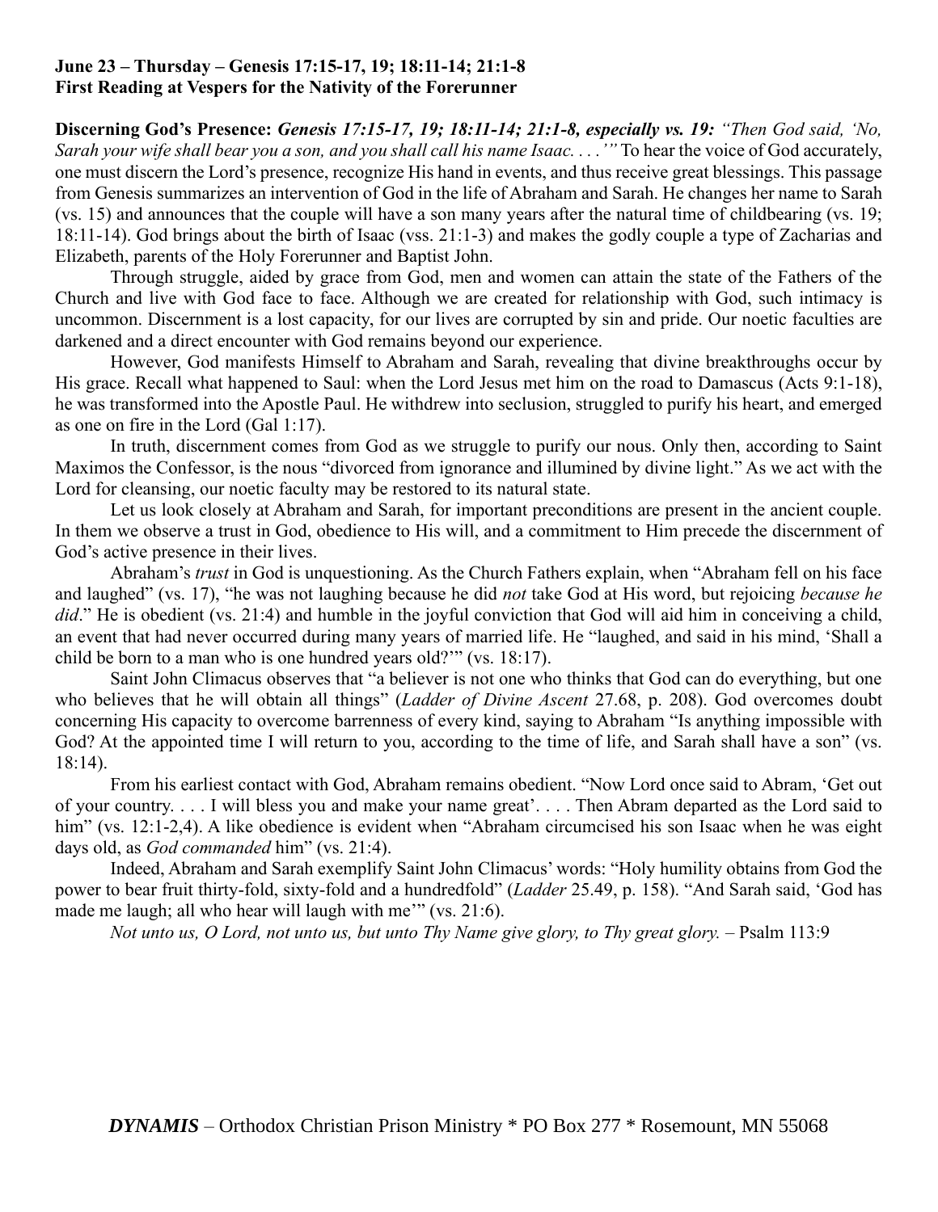**June 23 – Thursday – Genesis 17:15-17, 19; 18:11-14; 21:1-8**
**First Reading at Vespers for the Nativity of the Forerunner**

**Discerning God's Presence:** ***Genesis 17:15-17, 19; 18:11-14; 21:1-8, especially vs. 19:*** *"Then God said, 'No, Sarah your wife shall bear you a son, and you shall call his name Isaac. . . .'"* To hear the voice of God accurately, one must discern the Lord's presence, recognize His hand in events, and thus receive great blessings. This passage from Genesis summarizes an intervention of God in the life of Abraham and Sarah. He changes her name to Sarah (vs. 15) and announces that the couple will have a son many years after the natural time of childbearing (vs. 19; 18:11-14). God brings about the birth of Isaac (vss. 21:1-3) and makes the godly couple a type of Zacharias and Elizabeth, parents of the Holy Forerunner and Baptist John.

Through struggle, aided by grace from God, men and women can attain the state of the Fathers of the Church and live with God face to face. Although we are created for relationship with God, such intimacy is uncommon. Discernment is a lost capacity, for our lives are corrupted by sin and pride. Our noetic faculties are darkened and a direct encounter with God remains beyond our experience.

However, God manifests Himself to Abraham and Sarah, revealing that divine breakthroughs occur by His grace. Recall what happened to Saul: when the Lord Jesus met him on the road to Damascus (Acts 9:1-18), he was transformed into the Apostle Paul. He withdrew into seclusion, struggled to purify his heart, and emerged as one on fire in the Lord (Gal 1:17).

In truth, discernment comes from God as we struggle to purify our nous. Only then, according to Saint Maximos the Confessor, is the nous "divorced from ignorance and illumined by divine light." As we act with the Lord for cleansing, our noetic faculty may be restored to its natural state.

Let us look closely at Abraham and Sarah, for important preconditions are present in the ancient couple. In them we observe a trust in God, obedience to His will, and a commitment to Him precede the discernment of God's active presence in their lives.

Abraham's *trust* in God is unquestioning. As the Church Fathers explain, when "Abraham fell on his face and laughed" (vs. 17), "he was not laughing because he did *not* take God at His word, but rejoicing *because he did*." He is obedient (vs. 21:4) and humble in the joyful conviction that God will aid him in conceiving a child, an event that had never occurred during many years of married life. He "laughed, and said in his mind, 'Shall a child be born to a man who is one hundred years old?'" (vs. 18:17).

Saint John Climacus observes that "a believer is not one who thinks that God can do everything, but one who believes that he will obtain all things" (*Ladder of Divine Ascent* 27.68, p. 208). God overcomes doubt concerning His capacity to overcome barrenness of every kind, saying to Abraham "Is anything impossible with God? At the appointed time I will return to you, according to the time of life, and Sarah shall have a son" (vs. 18:14).

From his earliest contact with God, Abraham remains obedient. "Now Lord once said to Abram, 'Get out of your country. . . . I will bless you and make your name great'. . . . Then Abram departed as the Lord said to him" (vs. 12:1-2,4). A like obedience is evident when "Abraham circumcised his son Isaac when he was eight days old, as *God commanded* him" (vs. 21:4).

Indeed, Abraham and Sarah exemplify Saint John Climacus' words: "Holy humility obtains from God the power to bear fruit thirty-fold, sixty-fold and a hundredfold" (*Ladder* 25.49, p. 158). "And Sarah said, 'God has made me laugh; all who hear will laugh with me'" (vs. 21:6).

*Not unto us, O Lord, not unto us, but unto Thy Name give glory, to Thy great glory.* – Psalm 113:9

***DYNAMIS*** – Orthodox Christian Prison Ministry * PO Box 277 * Rosemount, MN 55068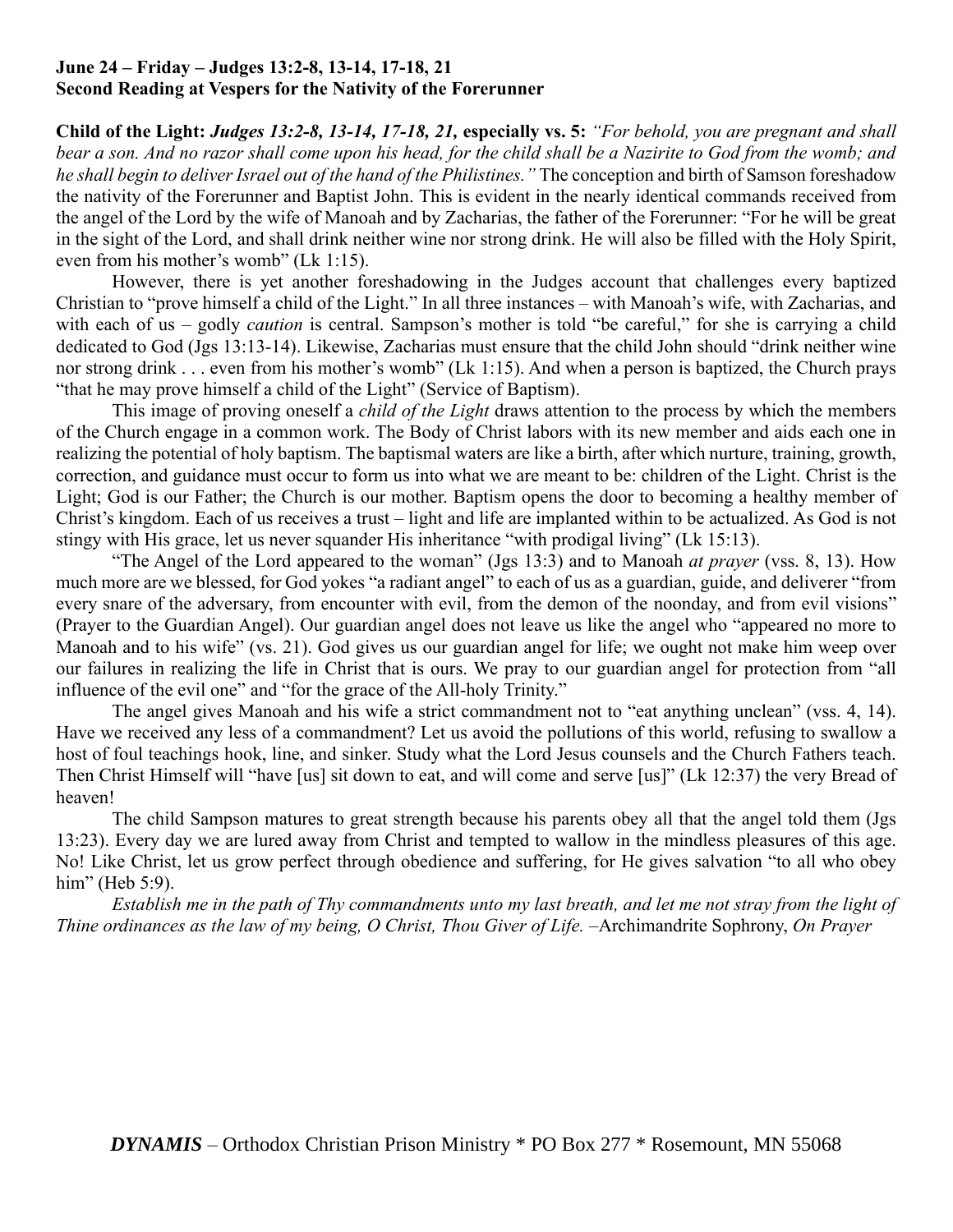**June 24 – Friday – Judges 13:2-8, 13-14, 17-18, 21**
**Second Reading at Vespers for the Nativity of the Forerunner**

**Child of the Light:** ***Judges 13:2-8, 13-14, 17-18, 21,*** **especially vs. 5:** *"For behold, you are pregnant and shall bear a son. And no razor shall come upon his head, for the child shall be a Nazirite to God from the womb; and he shall begin to deliver Israel out of the hand of the Philistines."* The conception and birth of Samson foreshadow the nativity of the Forerunner and Baptist John. This is evident in the nearly identical commands received from the angel of the Lord by the wife of Manoah and by Zacharias, the father of the Forerunner: "For he will be great in the sight of the Lord, and shall drink neither wine nor strong drink. He will also be filled with the Holy Spirit, even from his mother's womb" (Lk 1:15).

However, there is yet another foreshadowing in the Judges account that challenges every baptized Christian to "prove himself a child of the Light." In all three instances – with Manoah's wife, with Zacharias, and with each of us – godly *caution* is central. Sampson's mother is told "be careful," for she is carrying a child dedicated to God (Jgs 13:13-14). Likewise, Zacharias must ensure that the child John should "drink neither wine nor strong drink . . . even from his mother's womb" (Lk 1:15). And when a person is baptized, the Church prays "that he may prove himself a child of the Light" (Service of Baptism).

This image of proving oneself a *child of the Light* draws attention to the process by which the members of the Church engage in a common work. The Body of Christ labors with its new member and aids each one in realizing the potential of holy baptism. The baptismal waters are like a birth, after which nurture, training, growth, correction, and guidance must occur to form us into what we are meant to be: children of the Light. Christ is the Light; God is our Father; the Church is our mother. Baptism opens the door to becoming a healthy member of Christ's kingdom. Each of us receives a trust – light and life are implanted within to be actualized. As God is not stingy with His grace, let us never squander His inheritance "with prodigal living" (Lk 15:13).

"The Angel of the Lord appeared to the woman" (Jgs 13:3) and to Manoah *at prayer* (vss. 8, 13). How much more are we blessed, for God yokes "a radiant angel" to each of us as a guardian, guide, and deliverer "from every snare of the adversary, from encounter with evil, from the demon of the noonday, and from evil visions" (Prayer to the Guardian Angel). Our guardian angel does not leave us like the angel who "appeared no more to Manoah and to his wife" (vs. 21). God gives us our guardian angel for life; we ought not make him weep over our failures in realizing the life in Christ that is ours. We pray to our guardian angel for protection from "all influence of the evil one" and "for the grace of the All-holy Trinity."

The angel gives Manoah and his wife a strict commandment not to "eat anything unclean" (vss. 4, 14). Have we received any less of a commandment? Let us avoid the pollutions of this world, refusing to swallow a host of foul teachings hook, line, and sinker. Study what the Lord Jesus counsels and the Church Fathers teach. Then Christ Himself will "have [us] sit down to eat, and will come and serve [us]" (Lk 12:37) the very Bread of heaven!

The child Sampson matures to great strength because his parents obey all that the angel told them (Jgs 13:23). Every day we are lured away from Christ and tempted to wallow in the mindless pleasures of this age. No! Like Christ, let us grow perfect through obedience and suffering, for He gives salvation "to all who obey him" (Heb 5:9).

*Establish me in the path of Thy commandments unto my last breath, and let me not stray from the light of Thine ordinances as the law of my being, O Christ, Thou Giver of Life.* –Archimandrite Sophrony, *On Prayer*

***DYNAMIS*** – Orthodox Christian Prison Ministry * PO Box 277 * Rosemount, MN 55068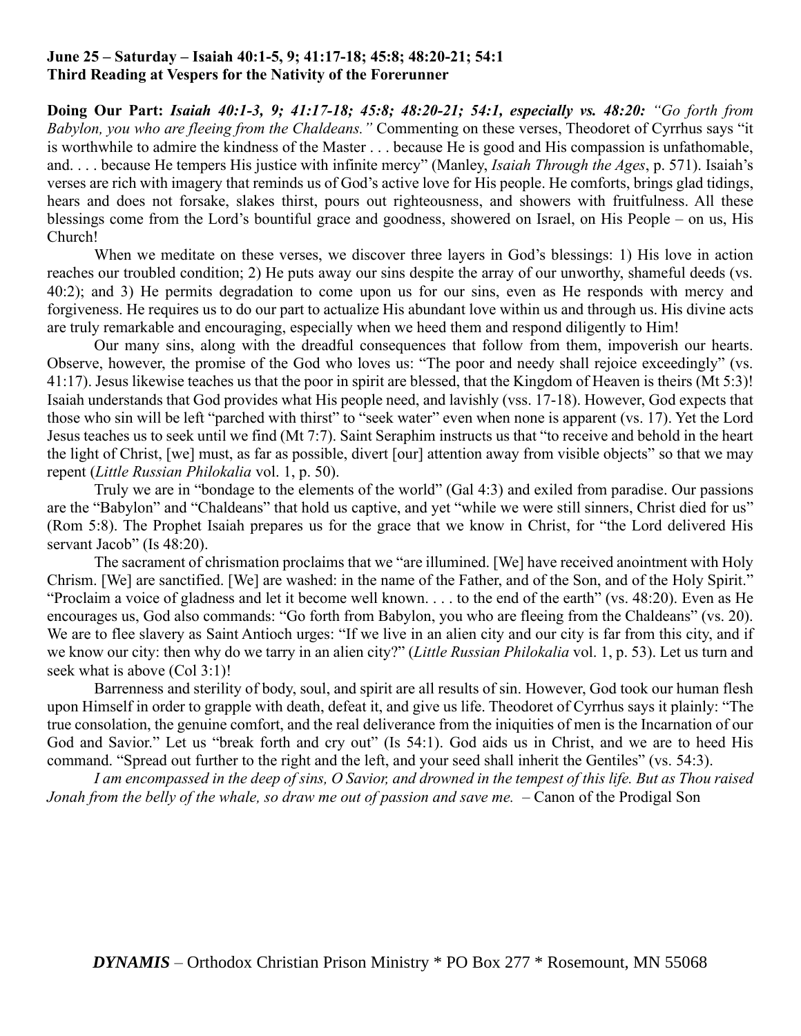**June 25 – Saturday – Isaiah 40:1-5, 9; 41:17-18; 45:8; 48:20-21; 54:1**
**Third Reading at Vespers for the Nativity of the Forerunner**

**Doing Our Part:** ***Isaiah 40:1-3, 9; 41:17-18; 45:8; 48:20-21; 54:1, especially vs. 48:20:*** *"Go forth from Babylon, you who are fleeing from the Chaldeans."* Commenting on these verses, Theodoret of Cyrrhus says "it is worthwhile to admire the kindness of the Master . . . because He is good and His compassion is unfathomable, and. . . . because He tempers His justice with infinite mercy" (Manley, *Isaiah Through the Ages*, p. 571). Isaiah's verses are rich with imagery that reminds us of God's active love for His people. He comforts, brings glad tidings, hears and does not forsake, slakes thirst, pours out righteousness, and showers with fruitfulness. All these blessings come from the Lord's bountiful grace and goodness, showered on Israel, on His People – on us, His Church!

When we meditate on these verses, we discover three layers in God's blessings: 1) His love in action reaches our troubled condition; 2) He puts away our sins despite the array of our unworthy, shameful deeds (vs. 40:2); and 3) He permits degradation to come upon us for our sins, even as He responds with mercy and forgiveness. He requires us to do our part to actualize His abundant love within us and through us. His divine acts are truly remarkable and encouraging, especially when we heed them and respond diligently to Him!

Our many sins, along with the dreadful consequences that follow from them, impoverish our hearts. Observe, however, the promise of the God who loves us: "The poor and needy shall rejoice exceedingly" (vs. 41:17). Jesus likewise teaches us that the poor in spirit are blessed, that the Kingdom of Heaven is theirs (Mt 5:3)! Isaiah understands that God provides what His people need, and lavishly (vss. 17-18). However, God expects that those who sin will be left "parched with thirst" to "seek water" even when none is apparent (vs. 17). Yet the Lord Jesus teaches us to seek until we find (Mt 7:7). Saint Seraphim instructs us that "to receive and behold in the heart the light of Christ, [we] must, as far as possible, divert [our] attention away from visible objects" so that we may repent (*Little Russian Philokalia* vol. 1, p. 50).

Truly we are in "bondage to the elements of the world" (Gal 4:3) and exiled from paradise. Our passions are the "Babylon" and "Chaldeans" that hold us captive, and yet "while we were still sinners, Christ died for us" (Rom 5:8). The Prophet Isaiah prepares us for the grace that we know in Christ, for "the Lord delivered His servant Jacob" (Is 48:20).

The sacrament of chrismation proclaims that we "are illumined. [We] have received anointment with Holy Chrism. [We] are sanctified. [We] are washed: in the name of the Father, and of the Son, and of the Holy Spirit." "Proclaim a voice of gladness and let it become well known. . . . to the end of the earth" (vs. 48:20). Even as He encourages us, God also commands: "Go forth from Babylon, you who are fleeing from the Chaldeans" (vs. 20). We are to flee slavery as Saint Antioch urges: "If we live in an alien city and our city is far from this city, and if we know our city: then why do we tarry in an alien city?" (*Little Russian Philokalia* vol. 1, p. 53). Let us turn and seek what is above (Col 3:1)!

Barrenness and sterility of body, soul, and spirit are all results of sin. However, God took our human flesh upon Himself in order to grapple with death, defeat it, and give us life. Theodoret of Cyrrhus says it plainly: "The true consolation, the genuine comfort, and the real deliverance from the iniquities of men is the Incarnation of our God and Savior." Let us "break forth and cry out" (Is 54:1). God aids us in Christ, and we are to heed His command. "Spread out further to the right and the left, and your seed shall inherit the Gentiles" (vs. 54:3).

*I am encompassed in the deep of sins, O Savior, and drowned in the tempest of this life. But as Thou raised Jonah from the belly of the whale, so draw me out of passion and save me.* – Canon of the Prodigal Son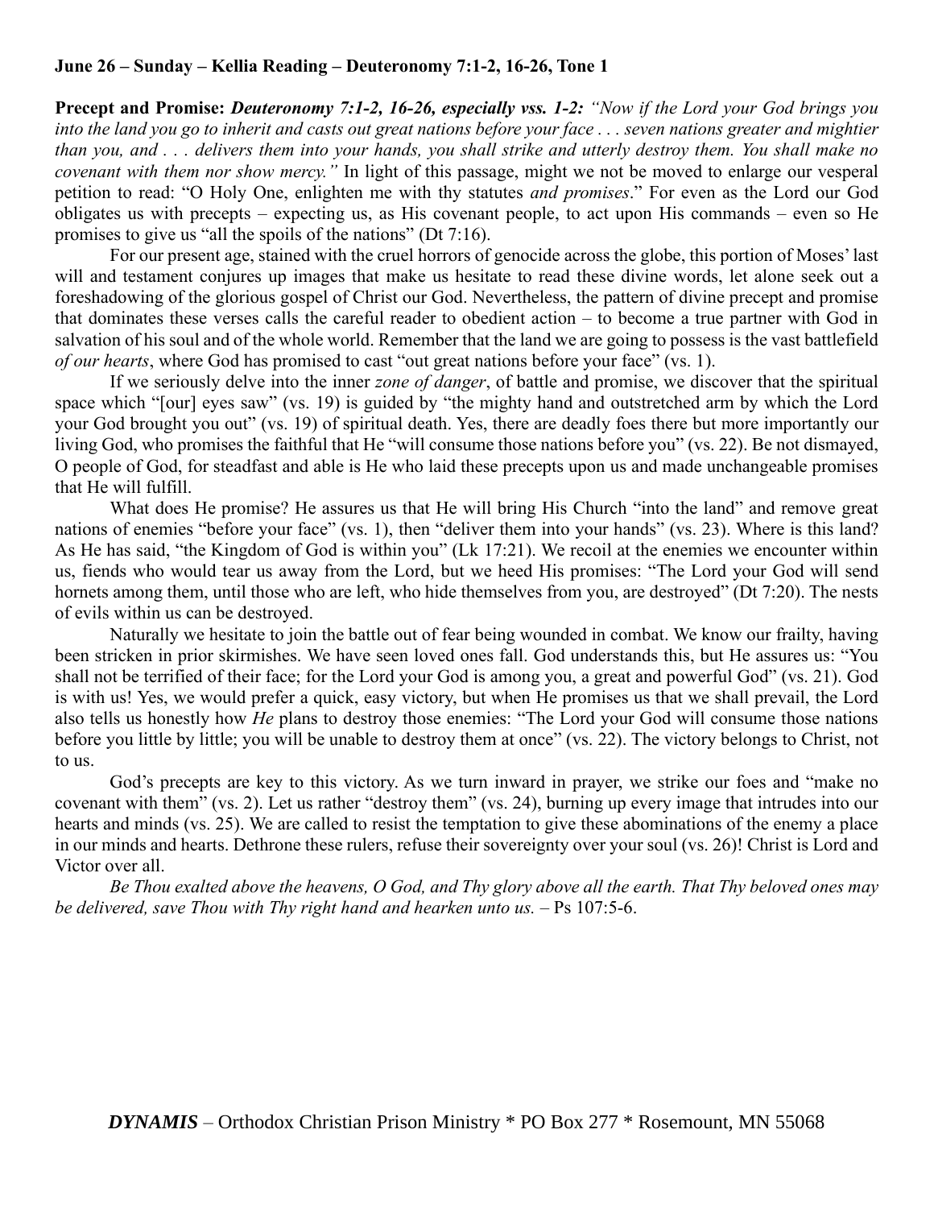**June 26 – Sunday – Kellia Reading – Deuteronomy 7:1-2, 16-26, Tone 1**

**Precept and Promise:** ***Deuteronomy 7:1-2, 16-26, especially vss. 1-2:*** *"Now if the Lord your God brings you into the land you go to inherit and casts out great nations before your face . . . seven nations greater and mightier than you, and . . . delivers them into your hands, you shall strike and utterly destroy them. You shall make no covenant with them nor show mercy."* In light of this passage, might we not be moved to enlarge our vesperal petition to read: "O Holy One, enlighten me with thy statutes *and promises*." For even as the Lord our God obligates us with precepts – expecting us, as His covenant people, to act upon His commands – even so He promises to give us "all the spoils of the nations" (Dt 7:16).

For our present age, stained with the cruel horrors of genocide across the globe, this portion of Moses' last will and testament conjures up images that make us hesitate to read these divine words, let alone seek out a foreshadowing of the glorious gospel of Christ our God. Nevertheless, the pattern of divine precept and promise that dominates these verses calls the careful reader to obedient action – to become a true partner with God in salvation of his soul and of the whole world. Remember that the land we are going to possess is the vast battlefield *of our hearts*, where God has promised to cast "out great nations before your face" (vs. 1).

If we seriously delve into the inner *zone of danger*, of battle and promise, we discover that the spiritual space which "[our] eyes saw" (vs. 19) is guided by "the mighty hand and outstretched arm by which the Lord your God brought you out" (vs. 19) of spiritual death. Yes, there are deadly foes there but more importantly our living God, who promises the faithful that He "will consume those nations before you" (vs. 22). Be not dismayed, O people of God, for steadfast and able is He who laid these precepts upon us and made unchangeable promises that He will fulfill.

What does He promise? He assures us that He will bring His Church "into the land" and remove great nations of enemies "before your face" (vs. 1), then "deliver them into your hands" (vs. 23). Where is this land? As He has said, "the Kingdom of God is within you" (Lk 17:21). We recoil at the enemies we encounter within us, fiends who would tear us away from the Lord, but we heed His promises: "The Lord your God will send hornets among them, until those who are left, who hide themselves from you, are destroyed" (Dt 7:20). The nests of evils within us can be destroyed.

Naturally we hesitate to join the battle out of fear being wounded in combat. We know our frailty, having been stricken in prior skirmishes. We have seen loved ones fall. God understands this, but He assures us: "You shall not be terrified of their face; for the Lord your God is among you, a great and powerful God" (vs. 21). God is with us! Yes, we would prefer a quick, easy victory, but when He promises us that we shall prevail, the Lord also tells us honestly how *He* plans to destroy those enemies: "The Lord your God will consume those nations before you little by little; you will be unable to destroy them at once" (vs. 22). The victory belongs to Christ, not to us.

God's precepts are key to this victory. As we turn inward in prayer, we strike our foes and "make no covenant with them" (vs. 2). Let us rather "destroy them" (vs. 24), burning up every image that intrudes into our hearts and minds (vs. 25). We are called to resist the temptation to give these abominations of the enemy a place in our minds and hearts. Dethrone these rulers, refuse their sovereignty over your soul (vs. 26)! Christ is Lord and Victor over all.

*Be Thou exalted above the heavens, O God, and Thy glory above all the earth. That Thy beloved ones may be delivered, save Thou with Thy right hand and hearken unto us.* – Ps 107:5-6.

***DYNAMIS*** – Orthodox Christian Prison Ministry * PO Box 277 * Rosemount, MN 55068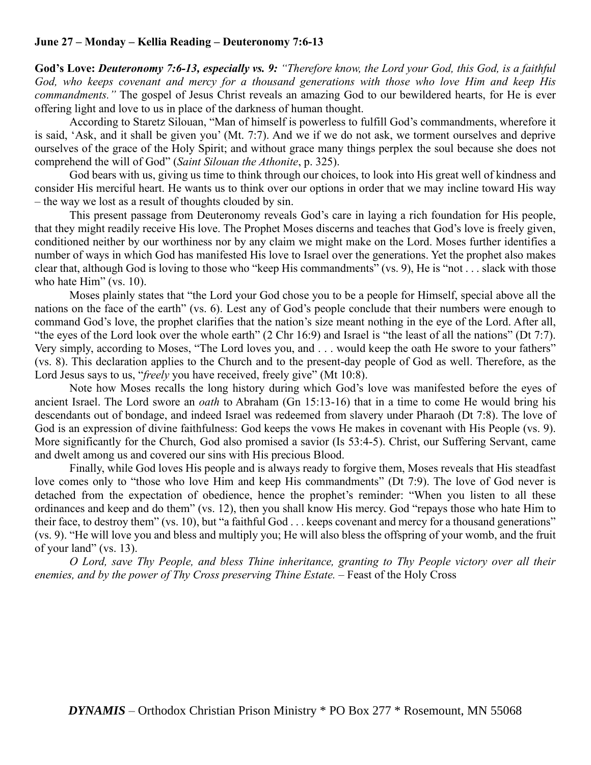**June 27 – Monday – Kellia Reading – Deuteronomy 7:6-13**

**God's Love:** ***Deuteronomy 7:6-13, especially vs. 9:*** *"Therefore know, the Lord your God, this God, is a faithful God, who keeps covenant and mercy for a thousand generations with those who love Him and keep His commandments."* The gospel of Jesus Christ reveals an amazing God to our bewildered hearts, for He is ever offering light and love to us in place of the darkness of human thought.

According to Staretz Silouan, "Man of himself is powerless to fulfill God's commandments, wherefore it is said, 'Ask, and it shall be given you' (Mt. 7:7). And we if we do not ask, we torment ourselves and deprive ourselves of the grace of the Holy Spirit; and without grace many things perplex the soul because she does not comprehend the will of God" (*Saint Silouan the Athonite*, p. 325).

God bears with us, giving us time to think through our choices, to look into His great well of kindness and consider His merciful heart. He wants us to think over our options in order that we may incline toward His way – the way we lost as a result of thoughts clouded by sin.

This present passage from Deuteronomy reveals God's care in laying a rich foundation for His people, that they might readily receive His love. The Prophet Moses discerns and teaches that God's love is freely given, conditioned neither by our worthiness nor by any claim we might make on the Lord. Moses further identifies a number of ways in which God has manifested His love to Israel over the generations. Yet the prophet also makes clear that, although God is loving to those who "keep His commandments" (vs. 9), He is "not . . . slack with those who hate Him" (vs. 10).

Moses plainly states that "the Lord your God chose you to be a people for Himself, special above all the nations on the face of the earth" (vs. 6). Lest any of God's people conclude that their numbers were enough to command God's love, the prophet clarifies that the nation's size meant nothing in the eye of the Lord. After all, "the eyes of the Lord look over the whole earth" (2 Chr 16:9) and Israel is "the least of all the nations" (Dt 7:7). Very simply, according to Moses, "The Lord loves you, and . . . would keep the oath He swore to your fathers" (vs. 8). This declaration applies to the Church and to the present-day people of God as well. Therefore, as the Lord Jesus says to us, "*freely* you have received, freely give" (Mt 10:8).

Note how Moses recalls the long history during which God's love was manifested before the eyes of ancient Israel. The Lord swore an *oath* to Abraham (Gn 15:13-16) that in a time to come He would bring his descendants out of bondage, and indeed Israel was redeemed from slavery under Pharaoh (Dt 7:8). The love of God is an expression of divine faithfulness: God keeps the vows He makes in covenant with His People (vs. 9). More significantly for the Church, God also promised a savior (Is 53:4-5). Christ, our Suffering Servant, came and dwelt among us and covered our sins with His precious Blood.

Finally, while God loves His people and is always ready to forgive them, Moses reveals that His steadfast love comes only to "those who love Him and keep His commandments" (Dt 7:9). The love of God never is detached from the expectation of obedience, hence the prophet's reminder: "When you listen to all these ordinances and keep and do them" (vs. 12), then you shall know His mercy. God "repays those who hate Him to their face, to destroy them" (vs. 10), but "a faithful God . . . keeps covenant and mercy for a thousand generations" (vs. 9). "He will love you and bless and multiply you; He will also bless the offspring of your womb, and the fruit of your land" (vs. 13).

*O Lord, save Thy People, and bless Thine inheritance, granting to Thy People victory over all their enemies, and by the power of Thy Cross preserving Thine Estate.* – Feast of the Holy Cross

***DYNAMIS*** – Orthodox Christian Prison Ministry * PO Box 277 * Rosemount, MN 55068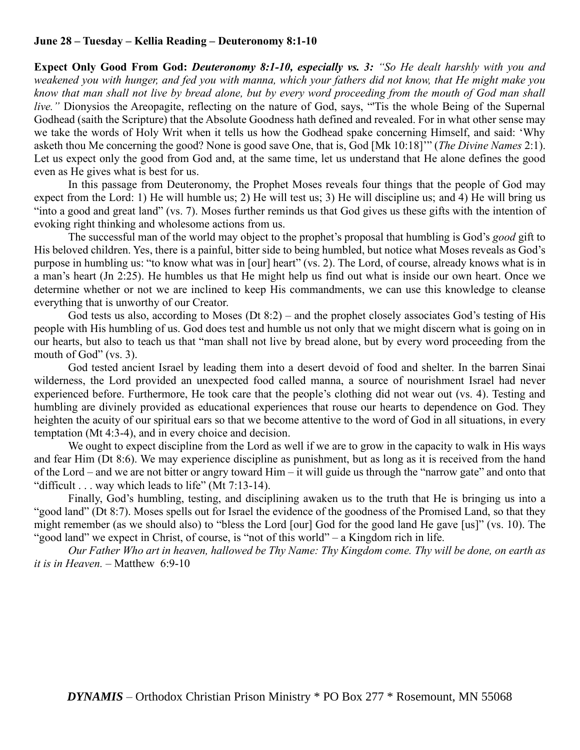**June 28 – Tuesday – Kellia Reading – Deuteronomy 8:1-10**

**Expect Only Good From God:** ***Deuteronomy 8:1-10, especially vs. 3:*** *"So He dealt harshly with you and weakened you with hunger, and fed you with manna, which your fathers did not know, that He might make you know that man shall not live by bread alone, but by every word proceeding from the mouth of God man shall live."* Dionysios the Areopagite, reflecting on the nature of God, says, "'Tis the whole Being of the Supernal Godhead (saith the Scripture) that the Absolute Goodness hath defined and revealed. For in what other sense may we take the words of Holy Writ when it tells us how the Godhead spake concerning Himself, and said: 'Why asketh thou Me concerning the good? None is good save One, that is, God [Mk 10:18]'" (*The Divine Names* 2:1). Let us expect only the good from God and, at the same time, let us understand that He alone defines the good even as He gives what is best for us.

In this passage from Deuteronomy, the Prophet Moses reveals four things that the people of God may expect from the Lord: 1) He will humble us; 2) He will test us; 3) He will discipline us; and 4) He will bring us "into a good and great land" (vs. 7). Moses further reminds us that God gives us these gifts with the intention of evoking right thinking and wholesome actions from us.

The successful man of the world may object to the prophet's proposal that humbling is God's *good* gift to His beloved children. Yes, there is a painful, bitter side to being humbled, but notice what Moses reveals as God's purpose in humbling us: "to know what was in [our] heart" (vs. 2). The Lord, of course, already knows what is in a man's heart (Jn 2:25). He humbles us that He might help us find out what is inside our own heart. Once we determine whether or not we are inclined to keep His commandments, we can use this knowledge to cleanse everything that is unworthy of our Creator.

God tests us also, according to Moses (Dt 8:2) – and the prophet closely associates God's testing of His people with His humbling of us. God does test and humble us not only that we might discern what is going on in our hearts, but also to teach us that "man shall not live by bread alone, but by every word proceeding from the mouth of God" (vs. 3).

God tested ancient Israel by leading them into a desert devoid of food and shelter. In the barren Sinai wilderness, the Lord provided an unexpected food called manna, a source of nourishment Israel had never experienced before. Furthermore, He took care that the people's clothing did not wear out (vs. 4). Testing and humbling are divinely provided as educational experiences that rouse our hearts to dependence on God. They heighten the acuity of our spiritual ears so that we become attentive to the word of God in all situations, in every temptation (Mt 4:3-4), and in every choice and decision.

We ought to expect discipline from the Lord as well if we are to grow in the capacity to walk in His ways and fear Him (Dt 8:6). We may experience discipline as punishment, but as long as it is received from the hand of the Lord – and we are not bitter or angry toward Him – it will guide us through the "narrow gate" and onto that "difficult . . . way which leads to life" (Mt 7:13-14).

Finally, God's humbling, testing, and disciplining awaken us to the truth that He is bringing us into a "good land" (Dt 8:7). Moses spells out for Israel the evidence of the goodness of the Promised Land, so that they might remember (as we should also) to "bless the Lord [our] God for the good land He gave [us]" (vs. 10). The "good land" we expect in Christ, of course, is "not of this world" – a Kingdom rich in life.

*Our Father Who art in heaven, hallowed be Thy Name: Thy Kingdom come. Thy will be done, on earth as it is in Heaven.* – Matthew 6:9-10

***DYNAMIS*** – Orthodox Christian Prison Ministry * PO Box 277 * Rosemount, MN 55068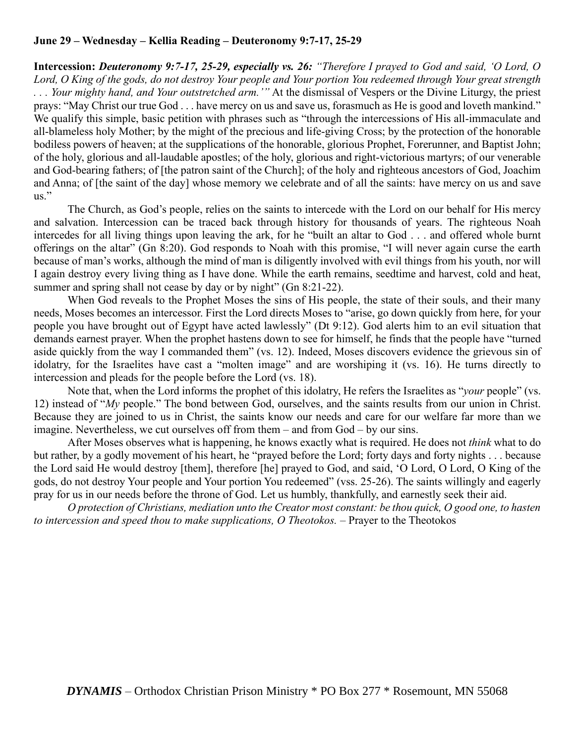**June 29 – Wednesday – Kellia Reading – Deuteronomy 9:7-17, 25-29**

**Intercession:** ***Deuteronomy 9:7-17, 25-29, especially vs. 26:*** *"Therefore I prayed to God and said, 'O Lord, O Lord, O King of the gods, do not destroy Your people and Your portion You redeemed through Your great strength . . . Your mighty hand, and Your outstretched arm.'"* At the dismissal of Vespers or the Divine Liturgy, the priest prays: "May Christ our true God . . . have mercy on us and save us, forasmuch as He is good and loveth mankind." We qualify this simple, basic petition with phrases such as "through the intercessions of His all-immaculate and all-blameless holy Mother; by the might of the precious and life-giving Cross; by the protection of the honorable bodiless powers of heaven; at the supplications of the honorable, glorious Prophet, Forerunner, and Baptist John; of the holy, glorious and all-laudable apostles; of the holy, glorious and right-victorious martyrs; of our venerable and God-bearing fathers; of [the patron saint of the Church]; of the holy and righteous ancestors of God, Joachim and Anna; of [the saint of the day] whose memory we celebrate and of all the saints: have mercy on us and save us."

The Church, as God's people, relies on the saints to intercede with the Lord on our behalf for His mercy and salvation. Intercession can be traced back through history for thousands of years. The righteous Noah intercedes for all living things upon leaving the ark, for he "built an altar to God . . . and offered whole burnt offerings on the altar" (Gn 8:20). God responds to Noah with this promise, "I will never again curse the earth because of man's works, although the mind of man is diligently involved with evil things from his youth, nor will I again destroy every living thing as I have done. While the earth remains, seedtime and harvest, cold and heat, summer and spring shall not cease by day or by night" (Gn 8:21-22).

When God reveals to the Prophet Moses the sins of His people, the state of their souls, and their many needs, Moses becomes an intercessor. First the Lord directs Moses to "arise, go down quickly from here, for your people you have brought out of Egypt have acted lawlessly" (Dt 9:12). God alerts him to an evil situation that demands earnest prayer. When the prophet hastens down to see for himself, he finds that the people have "turned aside quickly from the way I commanded them" (vs. 12). Indeed, Moses discovers evidence the grievous sin of idolatry, for the Israelites have cast a "molten image" and are worshiping it (vs. 16). He turns directly to intercession and pleads for the people before the Lord (vs. 18).

Note that, when the Lord informs the prophet of this idolatry, He refers the Israelites as "*your* people" (vs. 12) instead of "*My* people." The bond between God, ourselves, and the saints results from our union in Christ. Because they are joined to us in Christ, the saints know our needs and care for our welfare far more than we imagine. Nevertheless, we cut ourselves off from them – and from God – by our sins.

After Moses observes what is happening, he knows exactly what is required. He does not *think* what to do but rather, by a godly movement of his heart, he "prayed before the Lord; forty days and forty nights . . . because the Lord said He would destroy [them], therefore [he] prayed to God, and said, 'O Lord, O Lord, O King of the gods, do not destroy Your people and Your portion You redeemed" (vss. 25-26). The saints willingly and eagerly pray for us in our needs before the throne of God. Let us humbly, thankfully, and earnestly seek their aid.

*O protection of Christians, mediation unto the Creator most constant: be thou quick, O good one, to hasten to intercession and speed thou to make supplications, O Theotokos.* – Prayer to the Theotokos

***DYNAMIS*** – Orthodox Christian Prison Ministry * PO Box 277 * Rosemount, MN 55068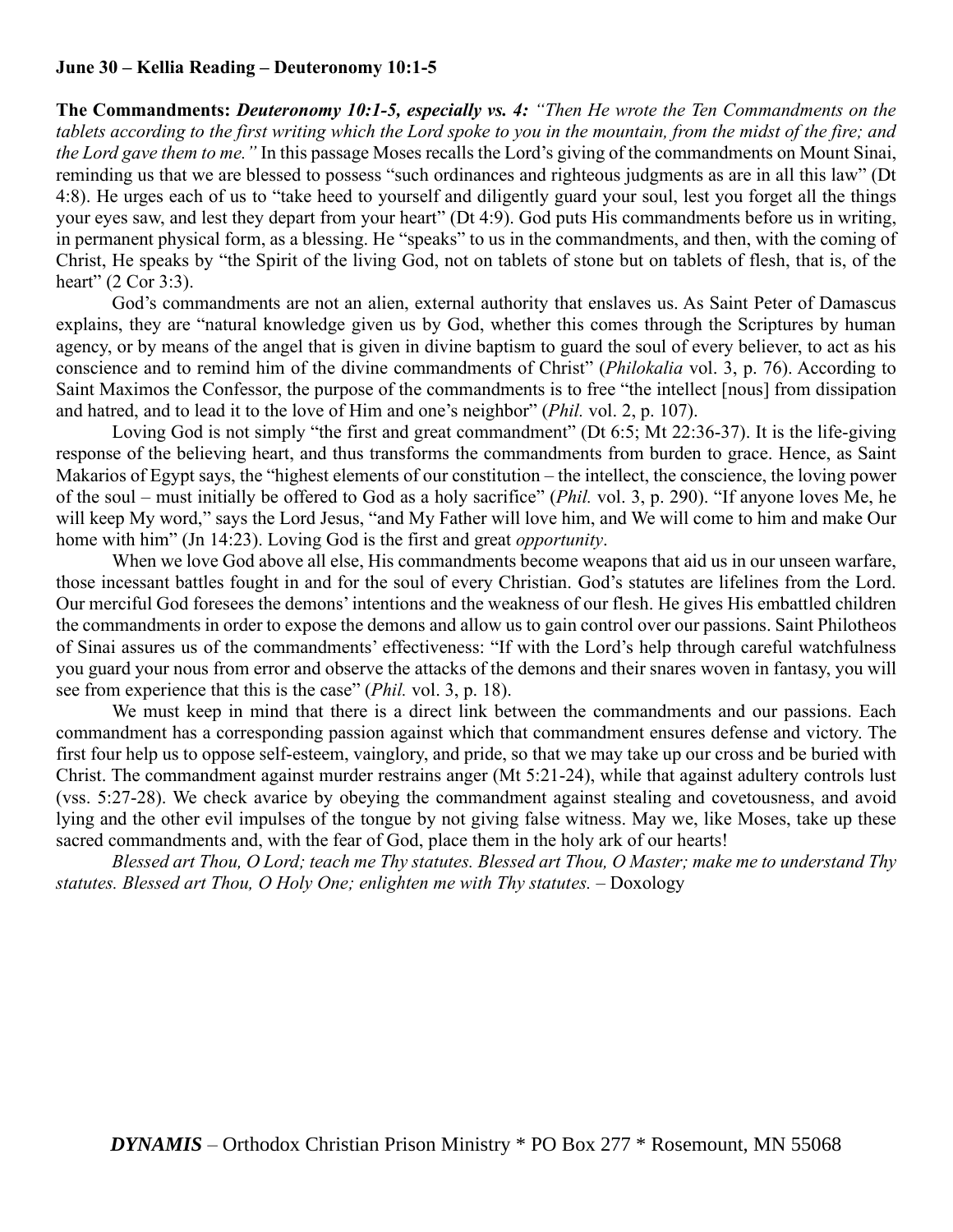**June 30 – Kellia Reading – Deuteronomy 10:1-5**

**The Commandments:** ***Deuteronomy 10:1-5, especially vs. 4:*** *"Then He wrote the Ten Commandments on the tablets according to the first writing which the Lord spoke to you in the mountain, from the midst of the fire; and the Lord gave them to me."* In this passage Moses recalls the Lord's giving of the commandments on Mount Sinai, reminding us that we are blessed to possess "such ordinances and righteous judgments as are in all this law" (Dt 4:8). He urges each of us to "take heed to yourself and diligently guard your soul, lest you forget all the things your eyes saw, and lest they depart from your heart" (Dt 4:9). God puts His commandments before us in writing, in permanent physical form, as a blessing. He "speaks" to us in the commandments, and then, with the coming of Christ, He speaks by "the Spirit of the living God, not on tablets of stone but on tablets of flesh, that is, of the heart" (2 Cor 3:3).

God's commandments are not an alien, external authority that enslaves us. As Saint Peter of Damascus explains, they are "natural knowledge given us by God, whether this comes through the Scriptures by human agency, or by means of the angel that is given in divine baptism to guard the soul of every believer, to act as his conscience and to remind him of the divine commandments of Christ" (*Philokalia* vol. 3, p. 76). According to Saint Maximos the Confessor, the purpose of the commandments is to free "the intellect [nous] from dissipation and hatred, and to lead it to the love of Him and one's neighbor" (*Phil.* vol. 2, p. 107).

Loving God is not simply "the first and great commandment" (Dt 6:5; Mt 22:36-37). It is the life-giving response of the believing heart, and thus transforms the commandments from burden to grace. Hence, as Saint Makarios of Egypt says, the "highest elements of our constitution – the intellect, the conscience, the loving power of the soul – must initially be offered to God as a holy sacrifice" (*Phil.* vol. 3, p. 290). "If anyone loves Me, he will keep My word," says the Lord Jesus, "and My Father will love him, and We will come to him and make Our home with him" (Jn 14:23). Loving God is the first and great *opportunity*.

When we love God above all else, His commandments become weapons that aid us in our unseen warfare, those incessant battles fought in and for the soul of every Christian. God's statutes are lifelines from the Lord. Our merciful God foresees the demons' intentions and the weakness of our flesh. He gives His embattled children the commandments in order to expose the demons and allow us to gain control over our passions. Saint Philotheos of Sinai assures us of the commandments' effectiveness: "If with the Lord's help through careful watchfulness you guard your nous from error and observe the attacks of the demons and their snares woven in fantasy, you will see from experience that this is the case" (*Phil.* vol. 3, p. 18).

We must keep in mind that there is a direct link between the commandments and our passions. Each commandment has a corresponding passion against which that commandment ensures defense and victory. The first four help us to oppose self-esteem, vainglory, and pride, so that we may take up our cross and be buried with Christ. The commandment against murder restrains anger (Mt 5:21-24), while that against adultery controls lust (vss. 5:27-28). We check avarice by obeying the commandment against stealing and covetousness, and avoid lying and the other evil impulses of the tongue by not giving false witness. May we, like Moses, take up these sacred commandments and, with the fear of God, place them in the holy ark of our hearts!

*Blessed art Thou, O Lord; teach me Thy statutes. Blessed art Thou, O Master; make me to understand Thy statutes. Blessed art Thou, O Holy One; enlighten me with Thy statutes.* – Doxology

***DYNAMIS*** – Orthodox Christian Prison Ministry * PO Box 277 * Rosemount, MN 55068